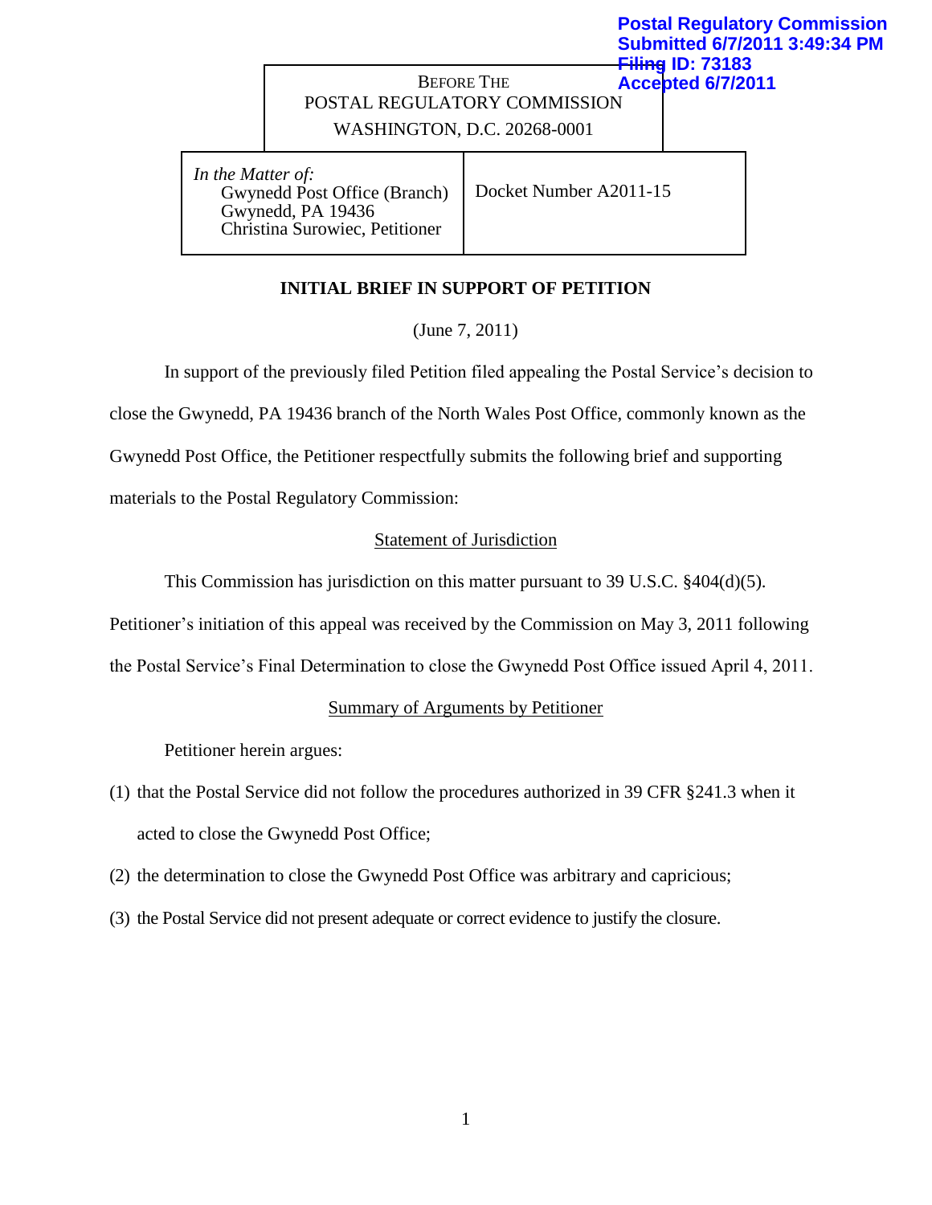Postal Regulatory Commission
Submitted 6/7/2011 3:49:34 PM
Filing ID: 73183
Accepted 6/7/2011

BEFORE THE
POSTAL REGULATORY COMMISSION
WASHINGTON, D.C. 20268-0001

| *In the Matter of:* Gwynedd Post Office (Branch) Gwynedd, PA 19436 Christina Surowiec, Petitioner | Docket Number A2011-15 |
|---|---|

**INITIAL BRIEF IN SUPPORT OF PETITION**

(June 7, 2011)

In support of the previously filed Petition filed appealing the Postal Service's decision to close the Gwynedd, PA 19436 branch of the North Wales Post Office, commonly known as the Gwynedd Post Office, the Petitioner respectfully submits the following brief and supporting materials to the Postal Regulatory Commission:

## Statement of Jurisdiction

This Commission has jurisdiction on this matter pursuant to 39 U.S.C. §404(d)(5). Petitioner's initiation of this appeal was received by the Commission on May 3, 2011 following the Postal Service's Final Determination to close the Gwynedd Post Office issued April 4, 2011.

## Summary of Arguments by Petitioner

Petitioner herein argues:

(1) that the Postal Service did not follow the procedures authorized in 39 CFR §241.3 when it acted to close the Gwynedd Post Office;

(2) the determination to close the Gwynedd Post Office was arbitrary and capricious;

(3) the Postal Service did not present adequate or correct evidence to justify the closure.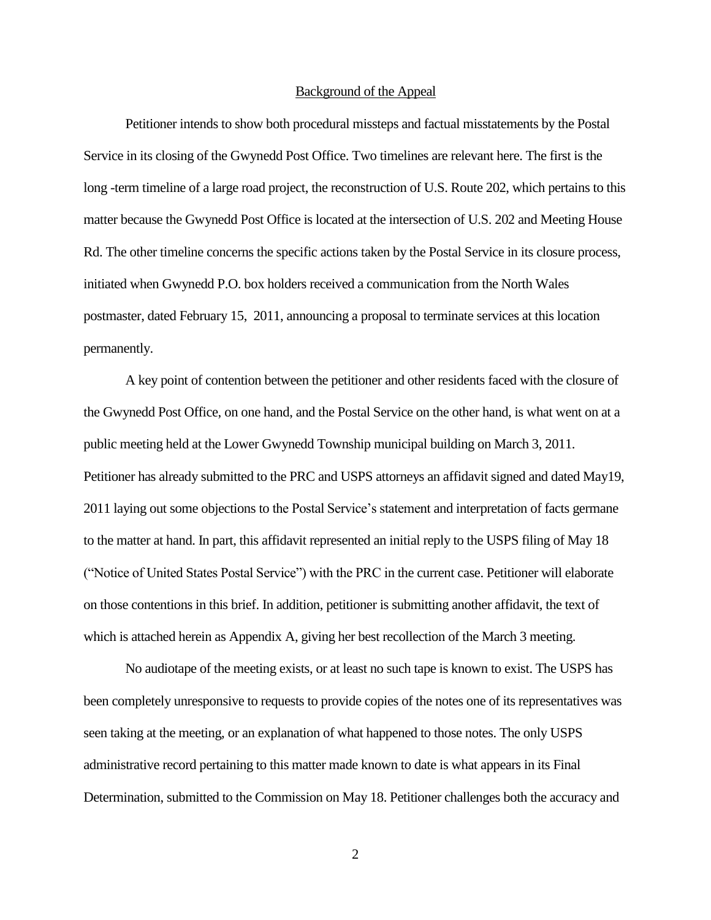## Background of the Appeal

Petitioner intends to show both procedural missteps and factual misstatements by the Postal Service in its closing of the Gwynedd Post Office. Two timelines are relevant here. The first is the long -term timeline of a large road project, the reconstruction of U.S. Route 202, which pertains to this matter because the Gwynedd Post Office is located at the intersection of U.S. 202 and Meeting House Rd. The other timeline concerns the specific actions taken by the Postal Service in its closure process, initiated when Gwynedd P.O. box holders received a communication from the North Wales postmaster, dated February 15, 2011, announcing a proposal to terminate services at this location permanently.

A key point of contention between the petitioner and other residents faced with the closure of the Gwynedd Post Office, on one hand, and the Postal Service on the other hand, is what went on at a public meeting held at the Lower Gwynedd Township municipal building on March 3, 2011. Petitioner has already submitted to the PRC and USPS attorneys an affidavit signed and dated May19, 2011 laying out some objections to the Postal Service's statement and interpretation of facts germane to the matter at hand. In part, this affidavit represented an initial reply to the USPS filing of May 18 ("Notice of United States Postal Service") with the PRC in the current case. Petitioner will elaborate on those contentions in this brief. In addition, petitioner is submitting another affidavit, the text of which is attached herein as Appendix A, giving her best recollection of the March 3 meeting.

No audiotape of the meeting exists, or at least no such tape is known to exist. The USPS has been completely unresponsive to requests to provide copies of the notes one of its representatives was seen taking at the meeting, or an explanation of what happened to those notes. The only USPS administrative record pertaining to this matter made known to date is what appears in its Final Determination, submitted to the Commission on May 18. Petitioner challenges both the accuracy and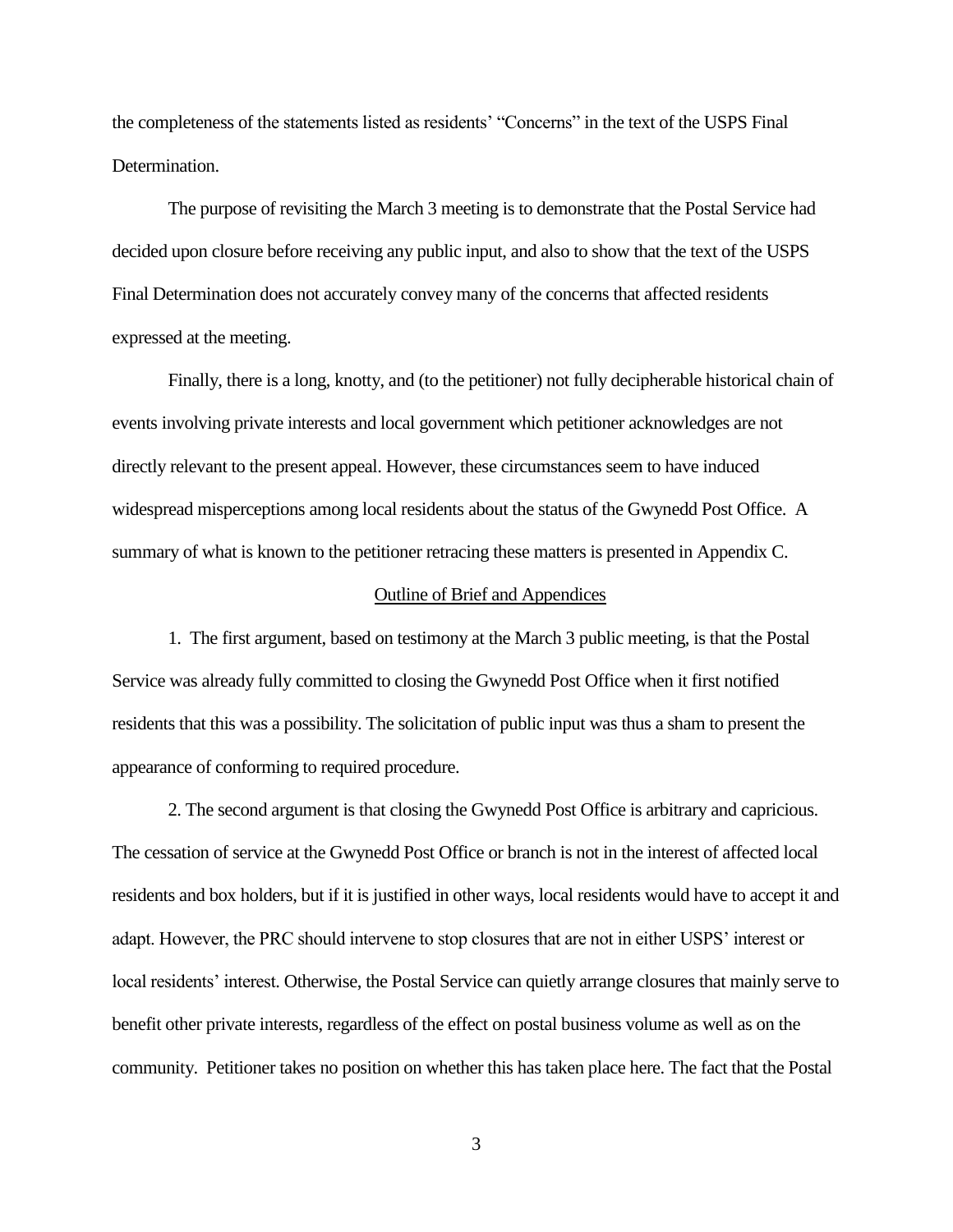the completeness of the statements listed as residents' "Concerns" in the text of the USPS Final Determination.

The purpose of revisiting the March 3 meeting is to demonstrate that the Postal Service had decided upon closure before receiving any public input, and also to show that the text of the USPS Final Determination does not accurately convey many of the concerns that affected residents expressed at the meeting.

Finally, there is a long, knotty, and (to the petitioner) not fully decipherable historical chain of events involving private interests and local government which petitioner acknowledges are not directly relevant to the present appeal. However, these circumstances seem to have induced widespread misperceptions among local residents about the status of the Gwynedd Post Office. A summary of what is known to the petitioner retracing these matters is presented in Appendix C.

## Outline of Brief and Appendices

1. The first argument, based on testimony at the March 3 public meeting, is that the Postal Service was already fully committed to closing the Gwynedd Post Office when it first notified residents that this was a possibility. The solicitation of public input was thus a sham to present the appearance of conforming to required procedure.

2. The second argument is that closing the Gwynedd Post Office is arbitrary and capricious. The cessation of service at the Gwynedd Post Office or branch is not in the interest of affected local residents and box holders, but if it is justified in other ways, local residents would have to accept it and adapt. However, the PRC should intervene to stop closures that are not in either USPS' interest or local residents' interest. Otherwise, the Postal Service can quietly arrange closures that mainly serve to benefit other private interests, regardless of the effect on postal business volume as well as on the community. Petitioner takes no position on whether this has taken place here. The fact that the Postal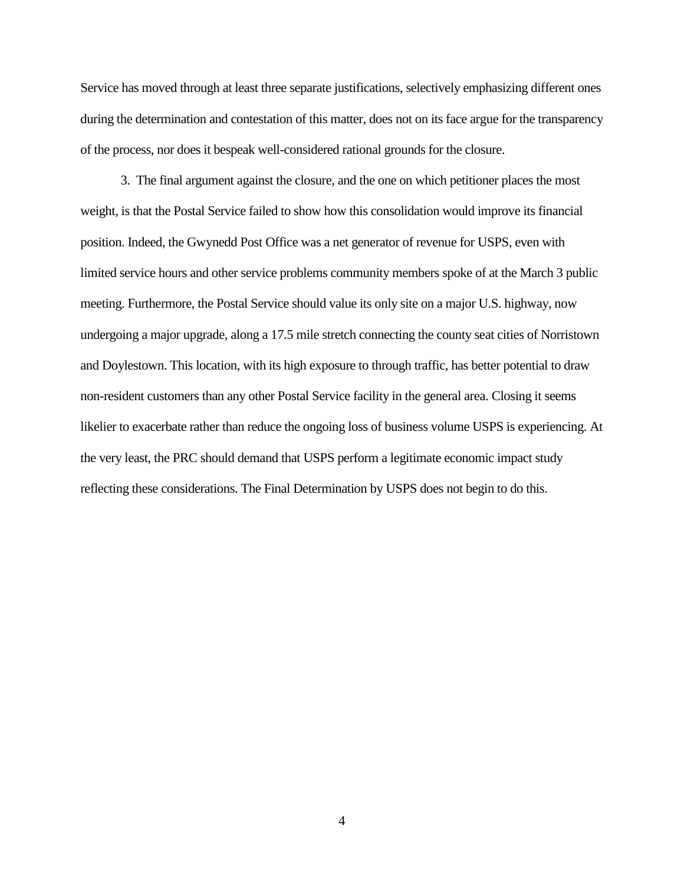Service has moved through at least three separate justifications, selectively emphasizing different ones during the determination and contestation of this matter, does not on its face argue for the transparency of the process, nor does it bespeak well-considered rational grounds for the closure.

3. The final argument against the closure, and the one on which petitioner places the most weight, is that the Postal Service failed to show how this consolidation would improve its financial position. Indeed, the Gwynedd Post Office was a net generator of revenue for USPS, even with limited service hours and other service problems community members spoke of at the March 3 public meeting. Furthermore, the Postal Service should value its only site on a major U.S. highway, now undergoing a major upgrade, along a 17.5 mile stretch connecting the county seat cities of Norristown and Doylestown. This location, with its high exposure to through traffic, has better potential to draw non-resident customers than any other Postal Service facility in the general area. Closing it seems likelier to exacerbate rather than reduce the ongoing loss of business volume USPS is experiencing. At the very least, the PRC should demand that USPS perform a legitimate economic impact study reflecting these considerations. The Final Determination by USPS does not begin to do this.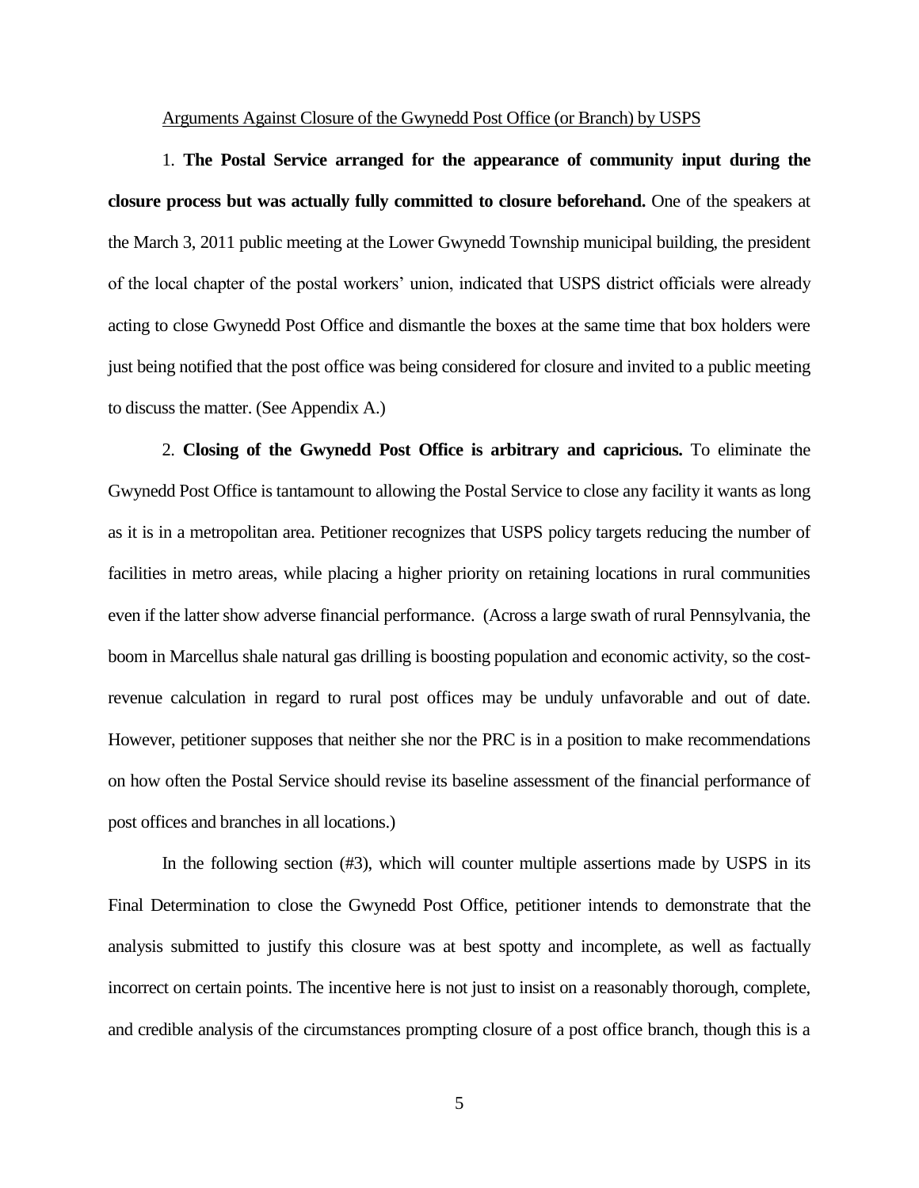Arguments Against Closure of the Gwynedd Post Office (or Branch) by USPS

1. **The Postal Service arranged for the appearance of community input during the closure process but was actually fully committed to closure beforehand.** One of the speakers at the March 3, 2011 public meeting at the Lower Gwynedd Township municipal building, the president of the local chapter of the postal workers' union, indicated that USPS district officials were already acting to close Gwynedd Post Office and dismantle the boxes at the same time that box holders were just being notified that the post office was being considered for closure and invited to a public meeting to discuss the matter. (See Appendix A.)

2. **Closing of the Gwynedd Post Office is arbitrary and capricious.** To eliminate the Gwynedd Post Office is tantamount to allowing the Postal Service to close any facility it wants as long as it is in a metropolitan area. Petitioner recognizes that USPS policy targets reducing the number of facilities in metro areas, while placing a higher priority on retaining locations in rural communities even if the latter show adverse financial performance. (Across a large swath of rural Pennsylvania, the boom in Marcellus shale natural gas drilling is boosting population and economic activity, so the cost-revenue calculation in regard to rural post offices may be unduly unfavorable and out of date. However, petitioner supposes that neither she nor the PRC is in a position to make recommendations on how often the Postal Service should revise its baseline assessment of the financial performance of post offices and branches in all locations.)

In the following section (#3), which will counter multiple assertions made by USPS in its Final Determination to close the Gwynedd Post Office, petitioner intends to demonstrate that the analysis submitted to justify this closure was at best spotty and incomplete, as well as factually incorrect on certain points. The incentive here is not just to insist on a reasonably thorough, complete, and credible analysis of the circumstances prompting closure of a post office branch, though this is a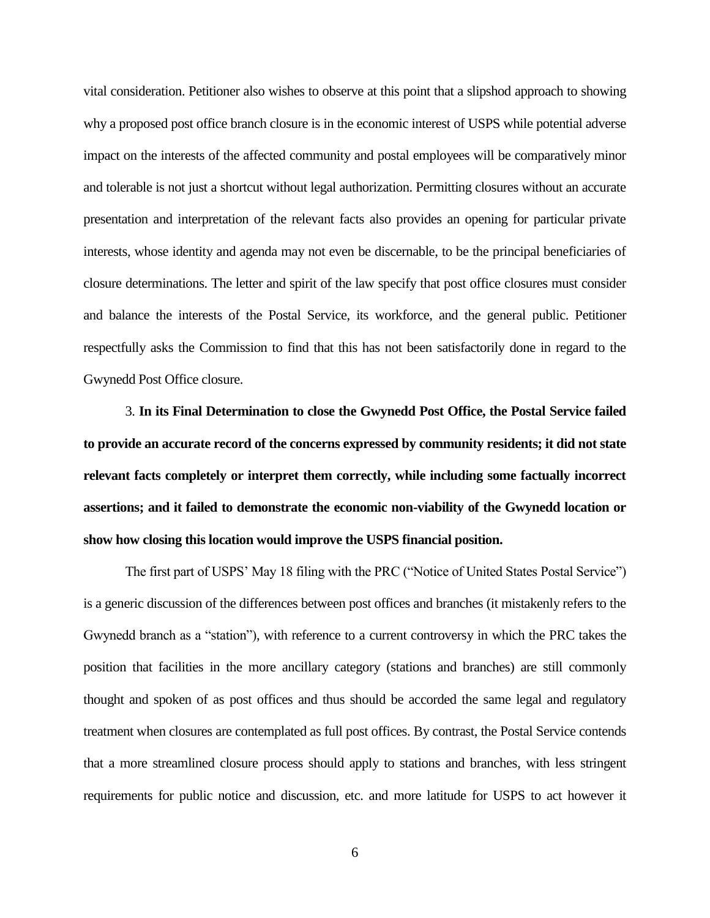vital consideration. Petitioner also wishes to observe at this point that a slipshod approach to showing why a proposed post office branch closure is in the economic interest of USPS while potential adverse impact on the interests of the affected community and postal employees will be comparatively minor and tolerable is not just a shortcut without legal authorization. Permitting closures without an accurate presentation and interpretation of the relevant facts also provides an opening for particular private interests, whose identity and agenda may not even be discernable, to be the principal beneficiaries of closure determinations. The letter and spirit of the law specify that post office closures must consider and balance the interests of the Postal Service, its workforce, and the general public. Petitioner respectfully asks the Commission to find that this has not been satisfactorily done in regard to the Gwynedd Post Office closure.

3. **In its Final Determination to close the Gwynedd Post Office, the Postal Service failed to provide an accurate record of the concerns expressed by community residents; it did not state relevant facts completely or interpret them correctly, while including some factually incorrect assertions; and it failed to demonstrate the economic non-viability of the Gwynedd location or show how closing this location would improve the USPS financial position.**

The first part of USPS' May 18 filing with the PRC ("Notice of United States Postal Service") is a generic discussion of the differences between post offices and branches (it mistakenly refers to the Gwynedd branch as a "station"), with reference to a current controversy in which the PRC takes the position that facilities in the more ancillary category (stations and branches) are still commonly thought and spoken of as post offices and thus should be accorded the same legal and regulatory treatment when closures are contemplated as full post offices. By contrast, the Postal Service contends that a more streamlined closure process should apply to stations and branches, with less stringent requirements for public notice and discussion, etc. and more latitude for USPS to act however it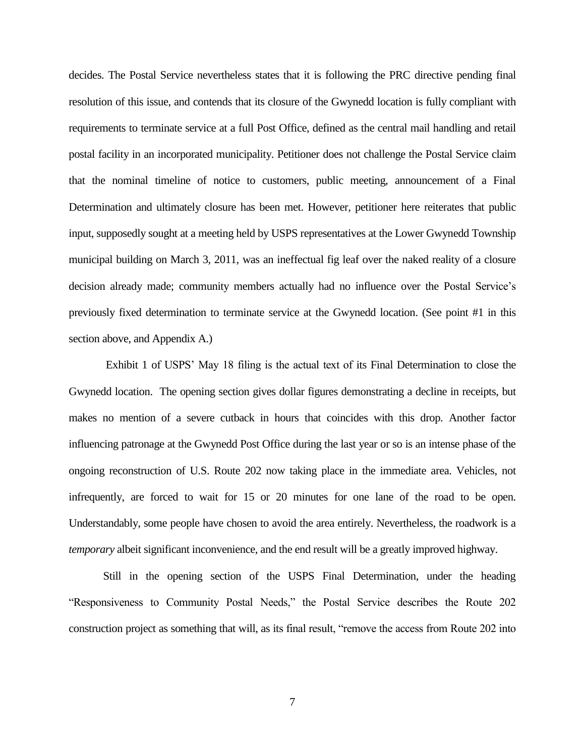decides. The Postal Service nevertheless states that it is following the PRC directive pending final resolution of this issue, and contends that its closure of the Gwynedd location is fully compliant with requirements to terminate service at a full Post Office, defined as the central mail handling and retail postal facility in an incorporated municipality. Petitioner does not challenge the Postal Service claim that the nominal timeline of notice to customers, public meeting, announcement of a Final Determination and ultimately closure has been met. However, petitioner here reiterates that public input, supposedly sought at a meeting held by USPS representatives at the Lower Gwynedd Township municipal building on March 3, 2011, was an ineffectual fig leaf over the naked reality of a closure decision already made; community members actually had no influence over the Postal Service's previously fixed determination to terminate service at the Gwynedd location. (See point #1 in this section above, and Appendix A.)

Exhibit 1 of USPS' May 18 filing is the actual text of its Final Determination to close the Gwynedd location. The opening section gives dollar figures demonstrating a decline in receipts, but makes no mention of a severe cutback in hours that coincides with this drop. Another factor influencing patronage at the Gwynedd Post Office during the last year or so is an intense phase of the ongoing reconstruction of U.S. Route 202 now taking place in the immediate area. Vehicles, not infrequently, are forced to wait for 15 or 20 minutes for one lane of the road to be open. Understandably, some people have chosen to avoid the area entirely. Nevertheless, the roadwork is a *temporary* albeit significant inconvenience, and the end result will be a greatly improved highway.

Still in the opening section of the USPS Final Determination, under the heading "Responsiveness to Community Postal Needs," the Postal Service describes the Route 202 construction project as something that will, as its final result, "remove the access from Route 202 into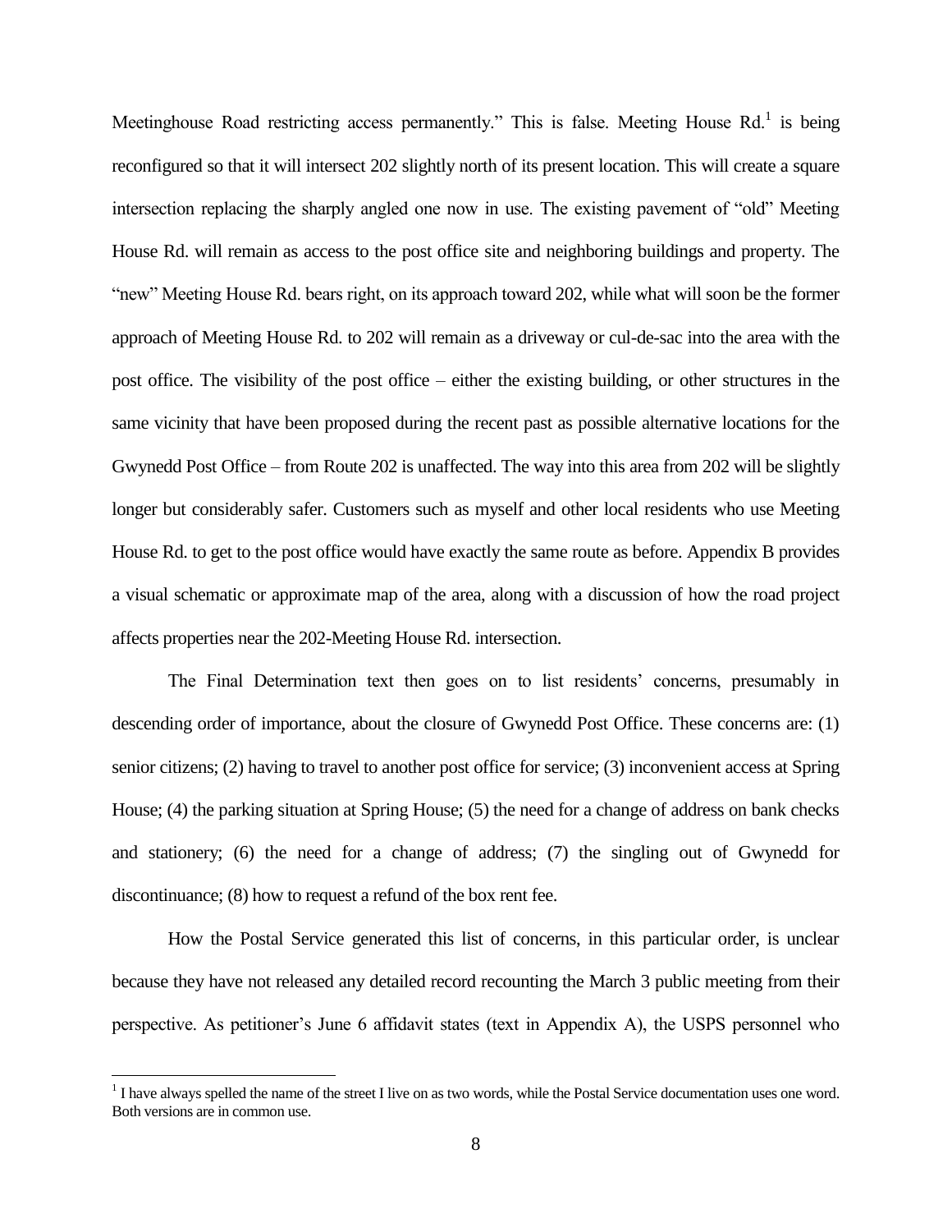Meetinghouse Road restricting access permanently." This is false. Meeting House Rd.[1] is being reconfigured so that it will intersect 202 slightly north of its present location. This will create a square intersection replacing the sharply angled one now in use. The existing pavement of "old" Meeting House Rd. will remain as access to the post office site and neighboring buildings and property. The "new" Meeting House Rd. bears right, on its approach toward 202, while what will soon be the former approach of Meeting House Rd. to 202 will remain as a driveway or cul-de-sac into the area with the post office. The visibility of the post office – either the existing building, or other structures in the same vicinity that have been proposed during the recent past as possible alternative locations for the Gwynedd Post Office – from Route 202 is unaffected. The way into this area from 202 will be slightly longer but considerably safer. Customers such as myself and other local residents who use Meeting House Rd. to get to the post office would have exactly the same route as before. Appendix B provides a visual schematic or approximate map of the area, along with a discussion of how the road project affects properties near the 202-Meeting House Rd. intersection.

The Final Determination text then goes on to list residents' concerns, presumably in descending order of importance, about the closure of Gwynedd Post Office. These concerns are: (1) senior citizens; (2) having to travel to another post office for service; (3) inconvenient access at Spring House; (4) the parking situation at Spring House; (5) the need for a change of address on bank checks and stationery; (6) the need for a change of address; (7) the singling out of Gwynedd for discontinuance; (8) how to request a refund of the box rent fee.

How the Postal Service generated this list of concerns, in this particular order, is unclear because they have not released any detailed record recounting the March 3 public meeting from their perspective. As petitioner's June 6 affidavit states (text in Appendix A), the USPS personnel who

[1] I have always spelled the name of the street I live on as two words, while the Postal Service documentation uses one word. Both versions are in common use.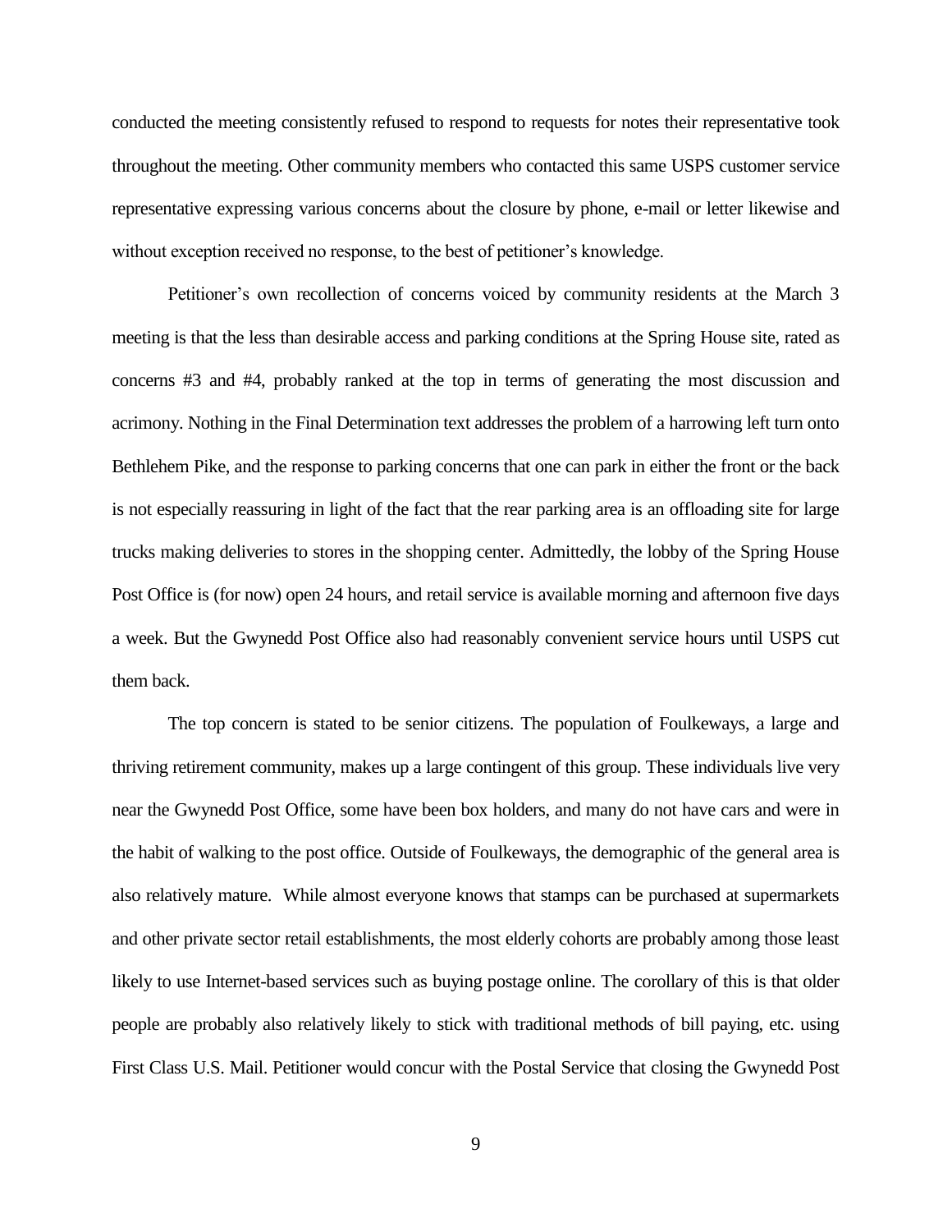conducted the meeting consistently refused to respond to requests for notes their representative took throughout the meeting. Other community members who contacted this same USPS customer service representative expressing various concerns about the closure by phone, e-mail or letter likewise and without exception received no response, to the best of petitioner's knowledge.

Petitioner's own recollection of concerns voiced by community residents at the March 3 meeting is that the less than desirable access and parking conditions at the Spring House site, rated as concerns #3 and #4, probably ranked at the top in terms of generating the most discussion and acrimony. Nothing in the Final Determination text addresses the problem of a harrowing left turn onto Bethlehem Pike, and the response to parking concerns that one can park in either the front or the back is not especially reassuring in light of the fact that the rear parking area is an offloading site for large trucks making deliveries to stores in the shopping center. Admittedly, the lobby of the Spring House Post Office is (for now) open 24 hours, and retail service is available morning and afternoon five days a week. But the Gwynedd Post Office also had reasonably convenient service hours until USPS cut them back.

The top concern is stated to be senior citizens. The population of Foulkeways, a large and thriving retirement community, makes up a large contingent of this group. These individuals live very near the Gwynedd Post Office, some have been box holders, and many do not have cars and were in the habit of walking to the post office. Outside of Foulkeways, the demographic of the general area is also relatively mature. While almost everyone knows that stamps can be purchased at supermarkets and other private sector retail establishments, the most elderly cohorts are probably among those least likely to use Internet-based services such as buying postage online. The corollary of this is that older people are probably also relatively likely to stick with traditional methods of bill paying, etc. using First Class U.S. Mail. Petitioner would concur with the Postal Service that closing the Gwynedd Post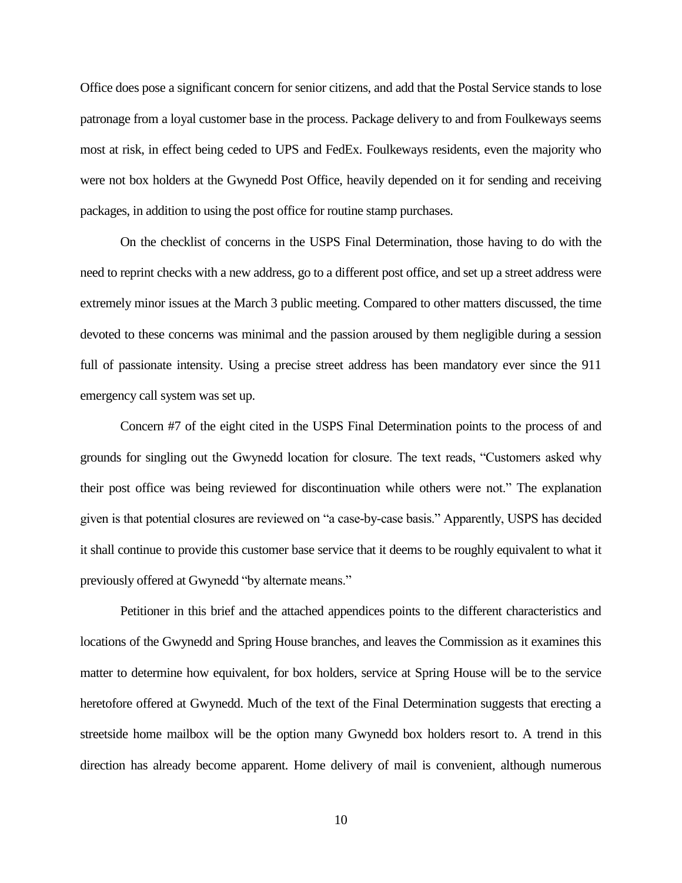Office does pose a significant concern for senior citizens, and add that the Postal Service stands to lose patronage from a loyal customer base in the process. Package delivery to and from Foulkeways seems most at risk, in effect being ceded to UPS and FedEx. Foulkeways residents, even the majority who were not box holders at the Gwynedd Post Office, heavily depended on it for sending and receiving packages, in addition to using the post office for routine stamp purchases.

On the checklist of concerns in the USPS Final Determination, those having to do with the need to reprint checks with a new address, go to a different post office, and set up a street address were extremely minor issues at the March 3 public meeting. Compared to other matters discussed, the time devoted to these concerns was minimal and the passion aroused by them negligible during a session full of passionate intensity. Using a precise street address has been mandatory ever since the 911 emergency call system was set up.

Concern #7 of the eight cited in the USPS Final Determination points to the process of and grounds for singling out the Gwynedd location for closure. The text reads, "Customers asked why their post office was being reviewed for discontinuation while others were not." The explanation given is that potential closures are reviewed on "a case-by-case basis." Apparently, USPS has decided it shall continue to provide this customer base service that it deems to be roughly equivalent to what it previously offered at Gwynedd "by alternate means."

Petitioner in this brief and the attached appendices points to the different characteristics and locations of the Gwynedd and Spring House branches, and leaves the Commission as it examines this matter to determine how equivalent, for box holders, service at Spring House will be to the service heretofore offered at Gwynedd. Much of the text of the Final Determination suggests that erecting a streetside home mailbox will be the option many Gwynedd box holders resort to. A trend in this direction has already become apparent. Home delivery of mail is convenient, although numerous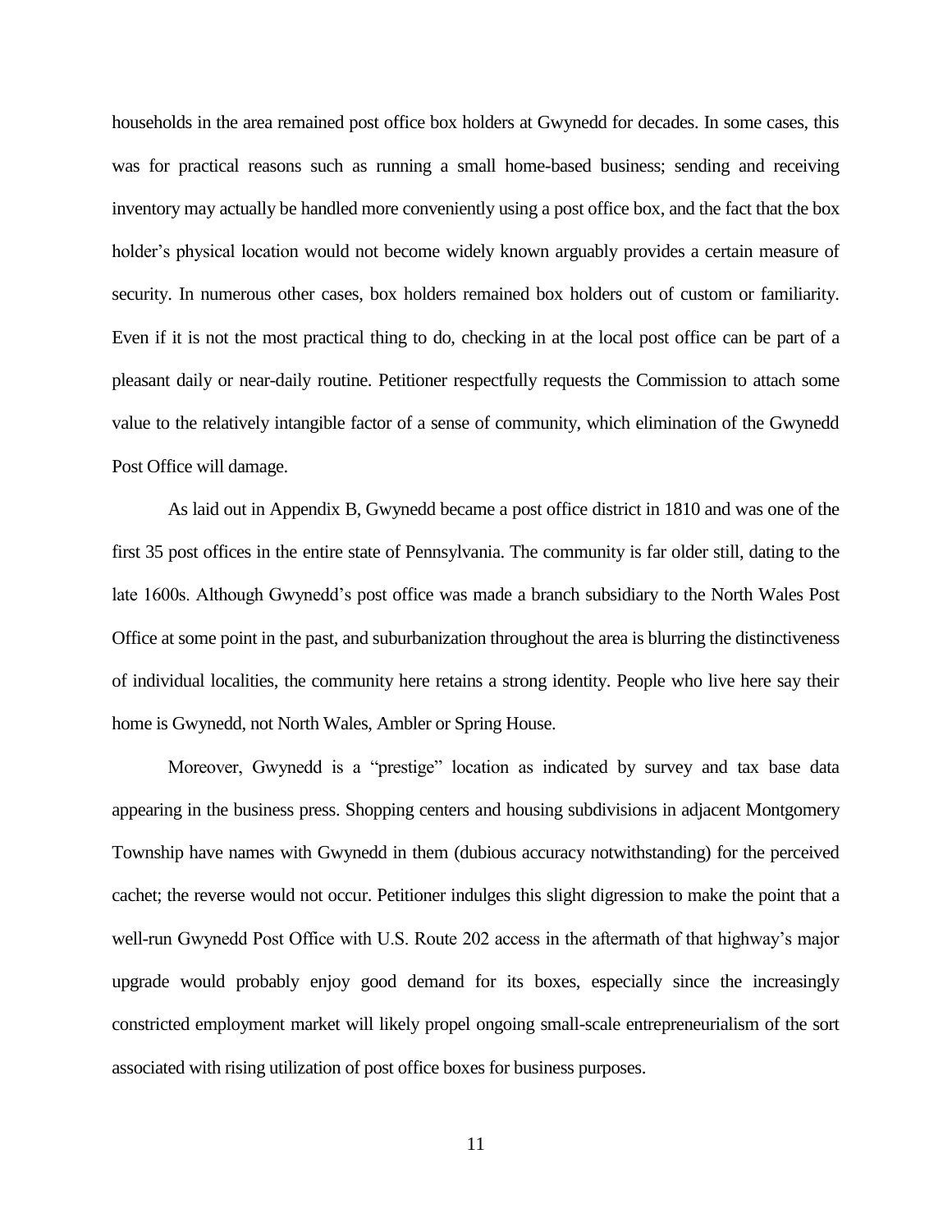households in the area remained post office box holders at Gwynedd for decades. In some cases, this was for practical reasons such as running a small home-based business; sending and receiving inventory may actually be handled more conveniently using a post office box, and the fact that the box holder's physical location would not become widely known arguably provides a certain measure of security. In numerous other cases, box holders remained box holders out of custom or familiarity. Even if it is not the most practical thing to do, checking in at the local post office can be part of a pleasant daily or near-daily routine. Petitioner respectfully requests the Commission to attach some value to the relatively intangible factor of a sense of community, which elimination of the Gwynedd Post Office will damage.

As laid out in Appendix B, Gwynedd became a post office district in 1810 and was one of the first 35 post offices in the entire state of Pennsylvania. The community is far older still, dating to the late 1600s. Although Gwynedd's post office was made a branch subsidiary to the North Wales Post Office at some point in the past, and suburbanization throughout the area is blurring the distinctiveness of individual localities, the community here retains a strong identity. People who live here say their home is Gwynedd, not North Wales, Ambler or Spring House.

Moreover, Gwynedd is a "prestige" location as indicated by survey and tax base data appearing in the business press. Shopping centers and housing subdivisions in adjacent Montgomery Township have names with Gwynedd in them (dubious accuracy notwithstanding) for the perceived cachet; the reverse would not occur. Petitioner indulges this slight digression to make the point that a well-run Gwynedd Post Office with U.S. Route 202 access in the aftermath of that highway's major upgrade would probably enjoy good demand for its boxes, especially since the increasingly constricted employment market will likely propel ongoing small-scale entrepreneurialism of the sort associated with rising utilization of post office boxes for business purposes.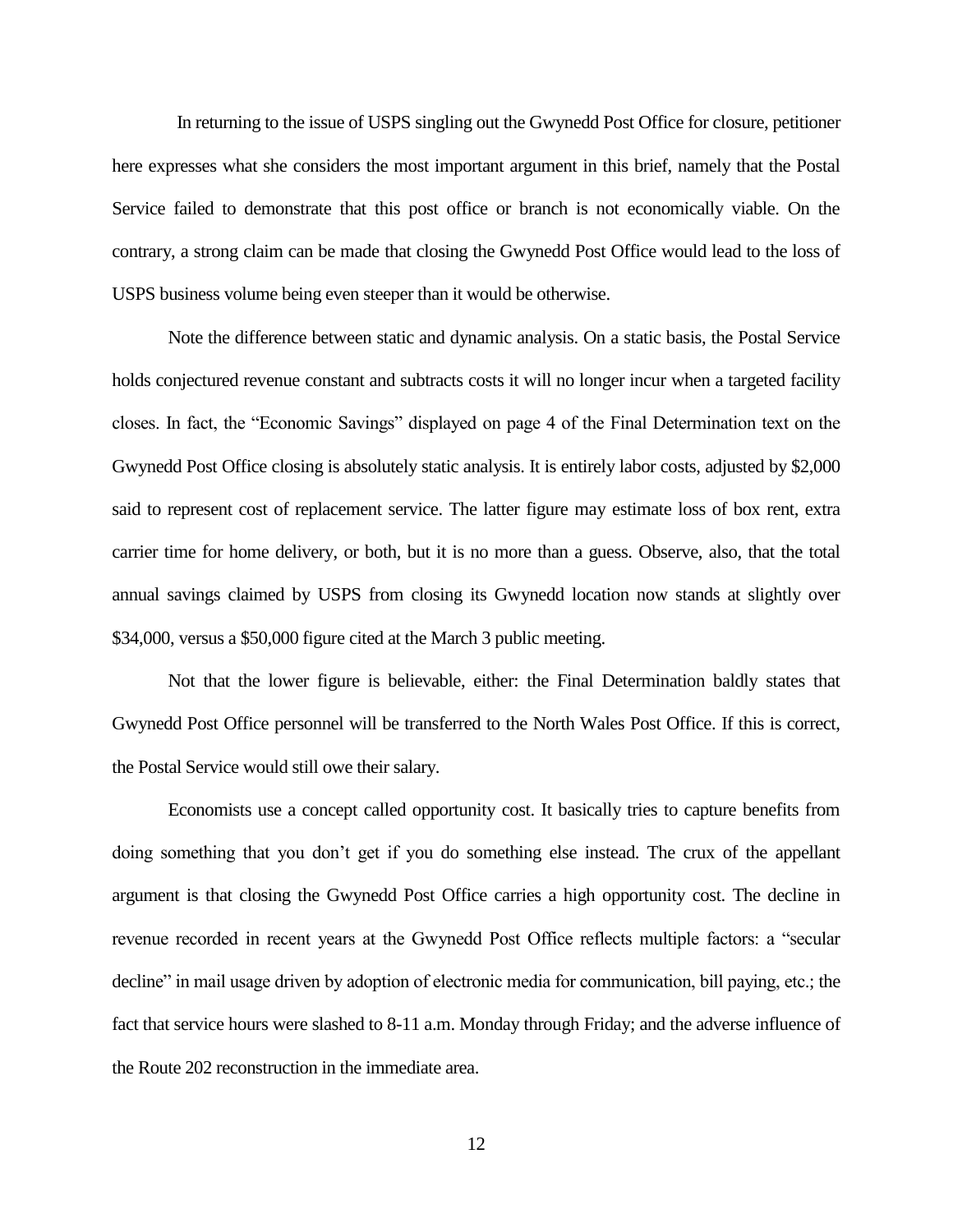In returning to the issue of USPS singling out the Gwynedd Post Office for closure, petitioner here expresses what she considers the most important argument in this brief, namely that the Postal Service failed to demonstrate that this post office or branch is not economically viable. On the contrary, a strong claim can be made that closing the Gwynedd Post Office would lead to the loss of USPS business volume being even steeper than it would be otherwise.

Note the difference between static and dynamic analysis. On a static basis, the Postal Service holds conjectured revenue constant and subtracts costs it will no longer incur when a targeted facility closes. In fact, the "Economic Savings" displayed on page 4 of the Final Determination text on the Gwynedd Post Office closing is absolutely static analysis. It is entirely labor costs, adjusted by $2,000 said to represent cost of replacement service. The latter figure may estimate loss of box rent, extra carrier time for home delivery, or both, but it is no more than a guess. Observe, also, that the total annual savings claimed by USPS from closing its Gwynedd location now stands at slightly over $34,000, versus a $50,000 figure cited at the March 3 public meeting.

Not that the lower figure is believable, either: the Final Determination baldly states that Gwynedd Post Office personnel will be transferred to the North Wales Post Office. If this is correct, the Postal Service would still owe their salary.

Economists use a concept called opportunity cost. It basically tries to capture benefits from doing something that you don't get if you do something else instead. The crux of the appellant argument is that closing the Gwynedd Post Office carries a high opportunity cost. The decline in revenue recorded in recent years at the Gwynedd Post Office reflects multiple factors: a "secular decline" in mail usage driven by adoption of electronic media for communication, bill paying, etc.; the fact that service hours were slashed to 8-11 a.m. Monday through Friday; and the adverse influence of the Route 202 reconstruction in the immediate area.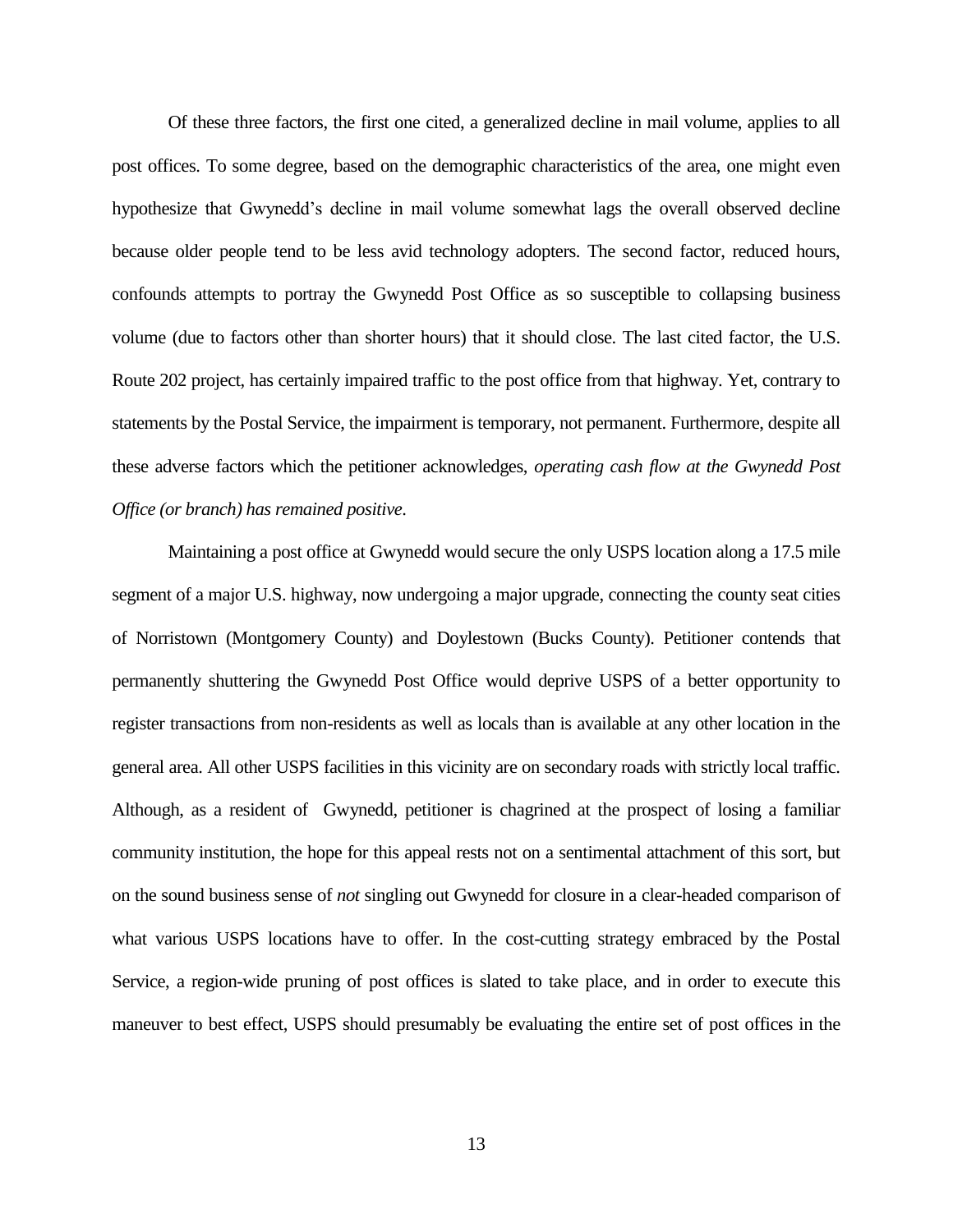Of these three factors, the first one cited, a generalized decline in mail volume, applies to all post offices. To some degree, based on the demographic characteristics of the area, one might even hypothesize that Gwynedd's decline in mail volume somewhat lags the overall observed decline because older people tend to be less avid technology adopters. The second factor, reduced hours, confounds attempts to portray the Gwynedd Post Office as so susceptible to collapsing business volume (due to factors other than shorter hours) that it should close. The last cited factor, the U.S. Route 202 project, has certainly impaired traffic to the post office from that highway. Yet, contrary to statements by the Postal Service, the impairment is temporary, not permanent. Furthermore, despite all these adverse factors which the petitioner acknowledges, *operating cash flow at the Gwynedd Post Office (or branch) has remained positive*.

Maintaining a post office at Gwynedd would secure the only USPS location along a 17.5 mile segment of a major U.S. highway, now undergoing a major upgrade, connecting the county seat cities of Norristown (Montgomery County) and Doylestown (Bucks County). Petitioner contends that permanently shuttering the Gwynedd Post Office would deprive USPS of a better opportunity to register transactions from non-residents as well as locals than is available at any other location in the general area. All other USPS facilities in this vicinity are on secondary roads with strictly local traffic. Although, as a resident of Gwynedd, petitioner is chagrined at the prospect of losing a familiar community institution, the hope for this appeal rests not on a sentimental attachment of this sort, but on the sound business sense of *not* singling out Gwynedd for closure in a clear-headed comparison of what various USPS locations have to offer. In the cost-cutting strategy embraced by the Postal Service, a region-wide pruning of post offices is slated to take place, and in order to execute this maneuver to best effect, USPS should presumably be evaluating the entire set of post offices in the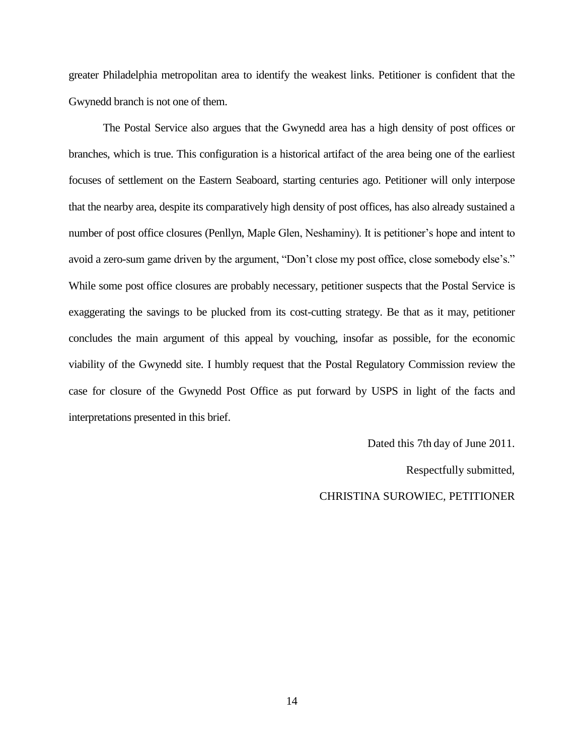greater Philadelphia metropolitan area to identify the weakest links. Petitioner is confident that the Gwynedd branch is not one of them.

The Postal Service also argues that the Gwynedd area has a high density of post offices or branches, which is true. This configuration is a historical artifact of the area being one of the earliest focuses of settlement on the Eastern Seaboard, starting centuries ago. Petitioner will only interpose that the nearby area, despite its comparatively high density of post offices, has also already sustained a number of post office closures (Penllyn, Maple Glen, Neshaminy). It is petitioner's hope and intent to avoid a zero-sum game driven by the argument, "Don't close my post office, close somebody else's." While some post office closures are probably necessary, petitioner suspects that the Postal Service is exaggerating the savings to be plucked from its cost-cutting strategy. Be that as it may, petitioner concludes the main argument of this appeal by vouching, insofar as possible, for the economic viability of the Gwynedd site. I humbly request that the Postal Regulatory Commission review the case for closure of the Gwynedd Post Office as put forward by USPS in light of the facts and interpretations presented in this brief.

Dated this 7th day of June 2011.

Respectfully submitted,

CHRISTINA SUROWIEC, PETITIONER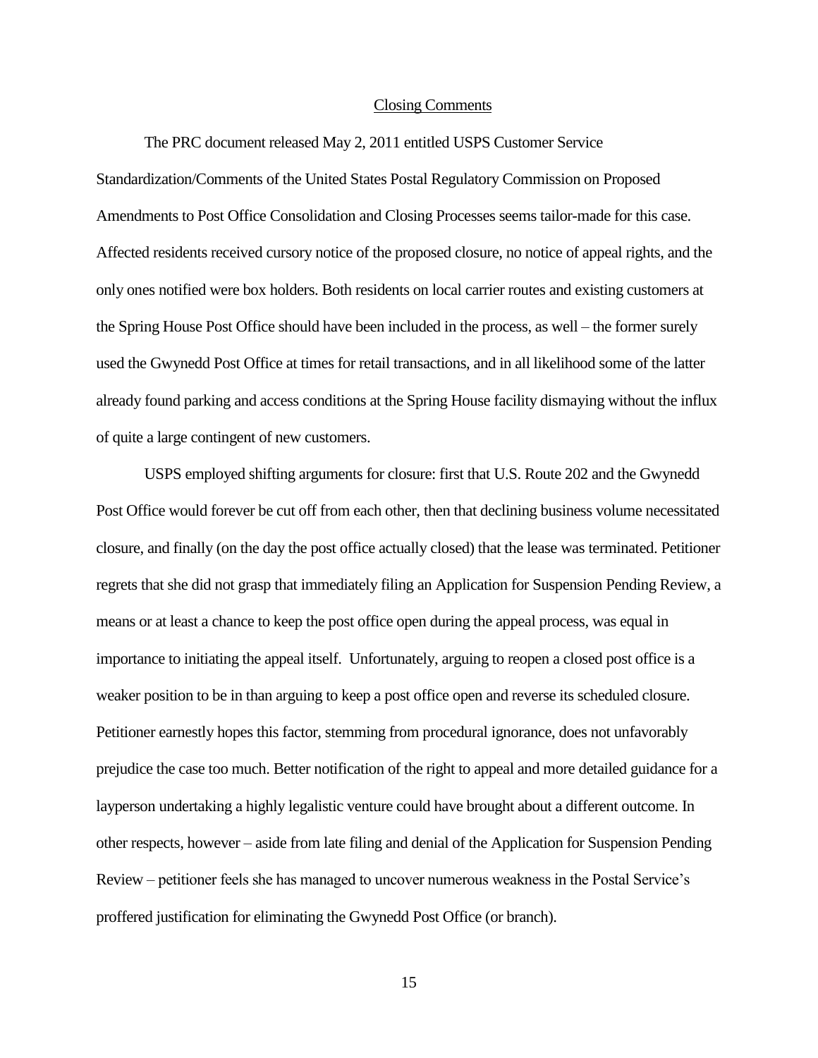## Closing Comments

The PRC document released May 2, 2011 entitled USPS Customer Service Standardization/Comments of the United States Postal Regulatory Commission on Proposed Amendments to Post Office Consolidation and Closing Processes seems tailor-made for this case. Affected residents received cursory notice of the proposed closure, no notice of appeal rights, and the only ones notified were box holders. Both residents on local carrier routes and existing customers at the Spring House Post Office should have been included in the process, as well – the former surely used the Gwynedd Post Office at times for retail transactions, and in all likelihood some of the latter already found parking and access conditions at the Spring House facility dismaying without the influx of quite a large contingent of new customers.

USPS employed shifting arguments for closure: first that U.S. Route 202 and the Gwynedd Post Office would forever be cut off from each other, then that declining business volume necessitated closure, and finally (on the day the post office actually closed) that the lease was terminated. Petitioner regrets that she did not grasp that immediately filing an Application for Suspension Pending Review, a means or at least a chance to keep the post office open during the appeal process, was equal in importance to initiating the appeal itself. Unfortunately, arguing to reopen a closed post office is a weaker position to be in than arguing to keep a post office open and reverse its scheduled closure. Petitioner earnestly hopes this factor, stemming from procedural ignorance, does not unfavorably prejudice the case too much. Better notification of the right to appeal and more detailed guidance for a layperson undertaking a highly legalistic venture could have brought about a different outcome. In other respects, however – aside from late filing and denial of the Application for Suspension Pending Review – petitioner feels she has managed to uncover numerous weakness in the Postal Service's proffered justification for eliminating the Gwynedd Post Office (or branch).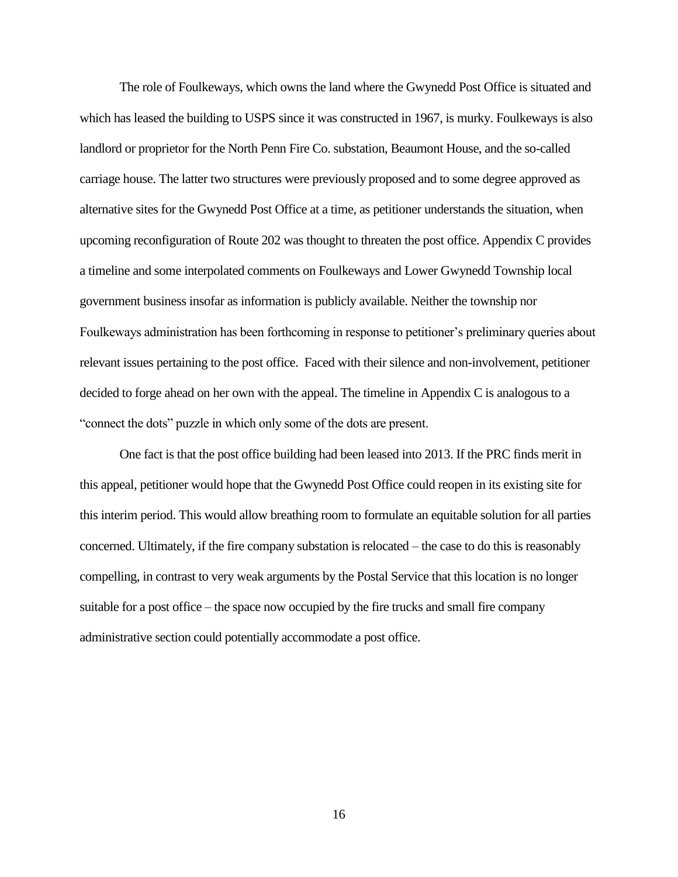The role of Foulkeways, which owns the land where the Gwynedd Post Office is situated and which has leased the building to USPS since it was constructed in 1967, is murky. Foulkeways is also landlord or proprietor for the North Penn Fire Co. substation, Beaumont House, and the so-called carriage house. The latter two structures were previously proposed and to some degree approved as alternative sites for the Gwynedd Post Office at a time, as petitioner understands the situation, when upcoming reconfiguration of Route 202 was thought to threaten the post office. Appendix C provides a timeline and some interpolated comments on Foulkeways and Lower Gwynedd Township local government business insofar as information is publicly available. Neither the township nor Foulkeways administration has been forthcoming in response to petitioner's preliminary queries about relevant issues pertaining to the post office. Faced with their silence and non-involvement, petitioner decided to forge ahead on her own with the appeal. The timeline in Appendix C is analogous to a "connect the dots" puzzle in which only some of the dots are present.

One fact is that the post office building had been leased into 2013. If the PRC finds merit in this appeal, petitioner would hope that the Gwynedd Post Office could reopen in its existing site for this interim period. This would allow breathing room to formulate an equitable solution for all parties concerned. Ultimately, if the fire company substation is relocated – the case to do this is reasonably compelling, in contrast to very weak arguments by the Postal Service that this location is no longer suitable for a post office – the space now occupied by the fire trucks and small fire company administrative section could potentially accommodate a post office.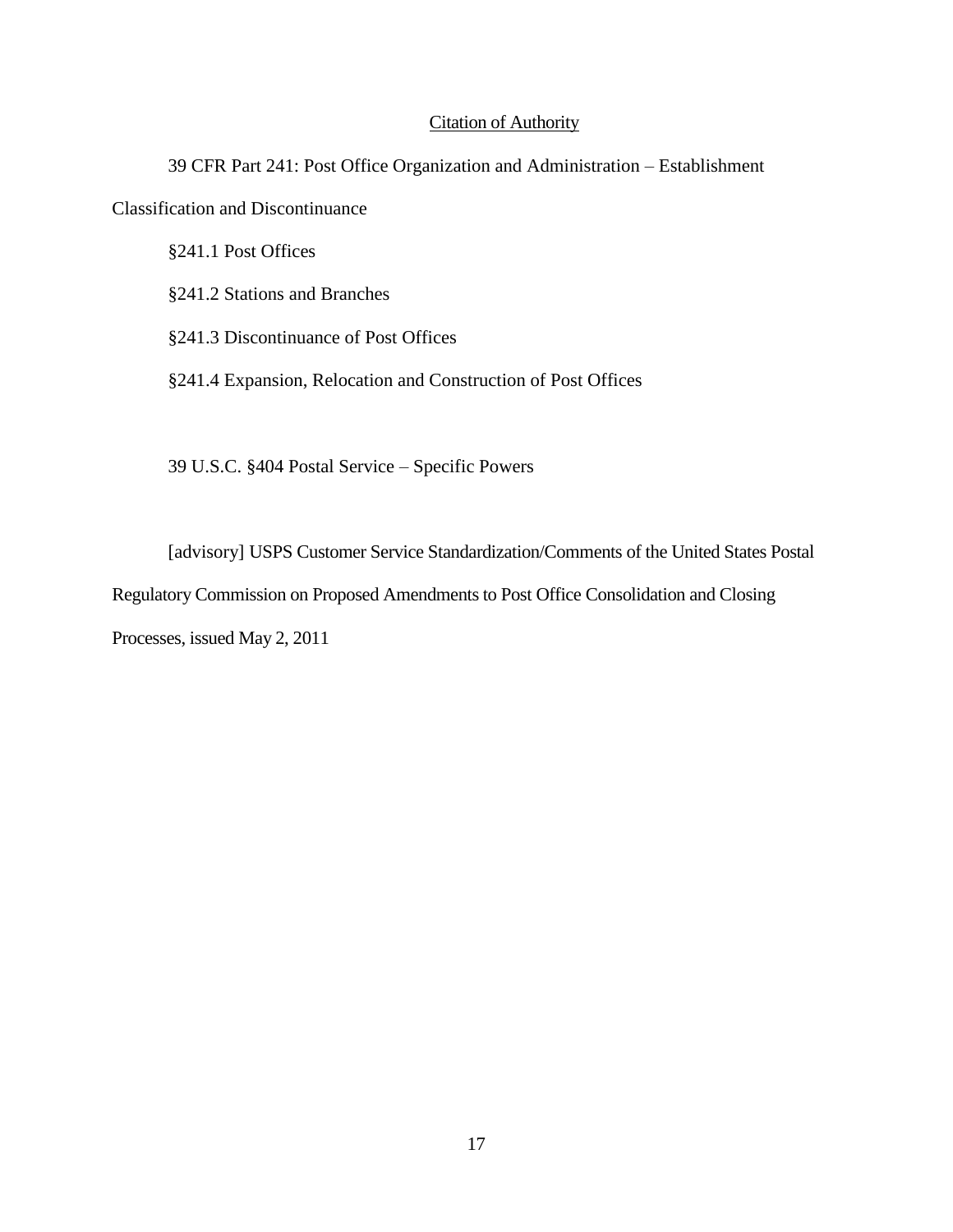## Citation of Authority

39 CFR Part 241: Post Office Organization and Administration – Establishment Classification and Discontinuance

§241.1 Post Offices

§241.2 Stations and Branches

§241.3 Discontinuance of Post Offices

§241.4 Expansion, Relocation and Construction of Post Offices

39 U.S.C. §404 Postal Service – Specific Powers

[advisory] USPS Customer Service Standardization/Comments of the United States Postal Regulatory Commission on Proposed Amendments to Post Office Consolidation and Closing Processes, issued May 2, 2011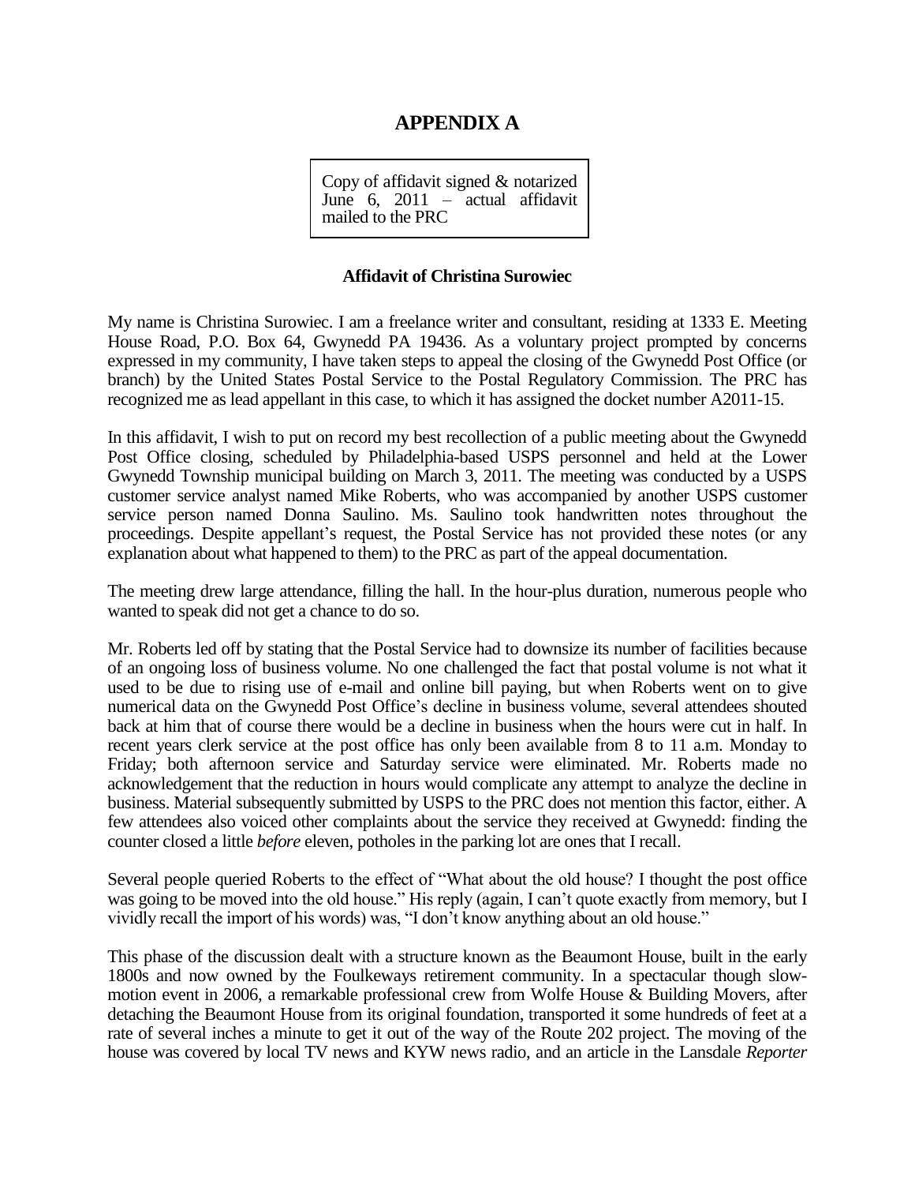# APPENDIX A

Copy of affidavit signed & notarized June 6, 2011 – actual affidavit mailed to the PRC

**Affidavit of Christina Surowiec**

My name is Christina Surowiec. I am a freelance writer and consultant, residing at 1333 E. Meeting House Road, P.O. Box 64, Gwynedd PA 19436. As a voluntary project prompted by concerns expressed in my community, I have taken steps to appeal the closing of the Gwynedd Post Office (or branch) by the United States Postal Service to the Postal Regulatory Commission. The PRC has recognized me as lead appellant in this case, to which it has assigned the docket number A2011-15.

In this affidavit, I wish to put on record my best recollection of a public meeting about the Gwynedd Post Office closing, scheduled by Philadelphia-based USPS personnel and held at the Lower Gwynedd Township municipal building on March 3, 2011. The meeting was conducted by a USPS customer service analyst named Mike Roberts, who was accompanied by another USPS customer service person named Donna Saulino. Ms. Saulino took handwritten notes throughout the proceedings. Despite appellant's request, the Postal Service has not provided these notes (or any explanation about what happened to them) to the PRC as part of the appeal documentation.

The meeting drew large attendance, filling the hall. In the hour-plus duration, numerous people who wanted to speak did not get a chance to do so.

Mr. Roberts led off by stating that the Postal Service had to downsize its number of facilities because of an ongoing loss of business volume. No one challenged the fact that postal volume is not what it used to be due to rising use of e-mail and online bill paying, but when Roberts went on to give numerical data on the Gwynedd Post Office's decline in business volume, several attendees shouted back at him that of course there would be a decline in business when the hours were cut in half. In recent years clerk service at the post office has only been available from 8 to 11 a.m. Monday to Friday; both afternoon service and Saturday service were eliminated. Mr. Roberts made no acknowledgement that the reduction in hours would complicate any attempt to analyze the decline in business. Material subsequently submitted by USPS to the PRC does not mention this factor, either. A few attendees also voiced other complaints about the service they received at Gwynedd: finding the counter closed a little *before* eleven, potholes in the parking lot are ones that I recall.

Several people queried Roberts to the effect of "What about the old house? I thought the post office was going to be moved into the old house." His reply (again, I can't quote exactly from memory, but I vividly recall the import of his words) was, "I don't know anything about an old house."

This phase of the discussion dealt with a structure known as the Beaumont House, built in the early 1800s and now owned by the Foulkeways retirement community. In a spectacular though slow-motion event in 2006, a remarkable professional crew from Wolfe House & Building Movers, after detaching the Beaumont House from its original foundation, transported it some hundreds of feet at a rate of several inches a minute to get it out of the way of the Route 202 project. The moving of the house was covered by local TV news and KYW news radio, and an article in the Lansdale *Reporter*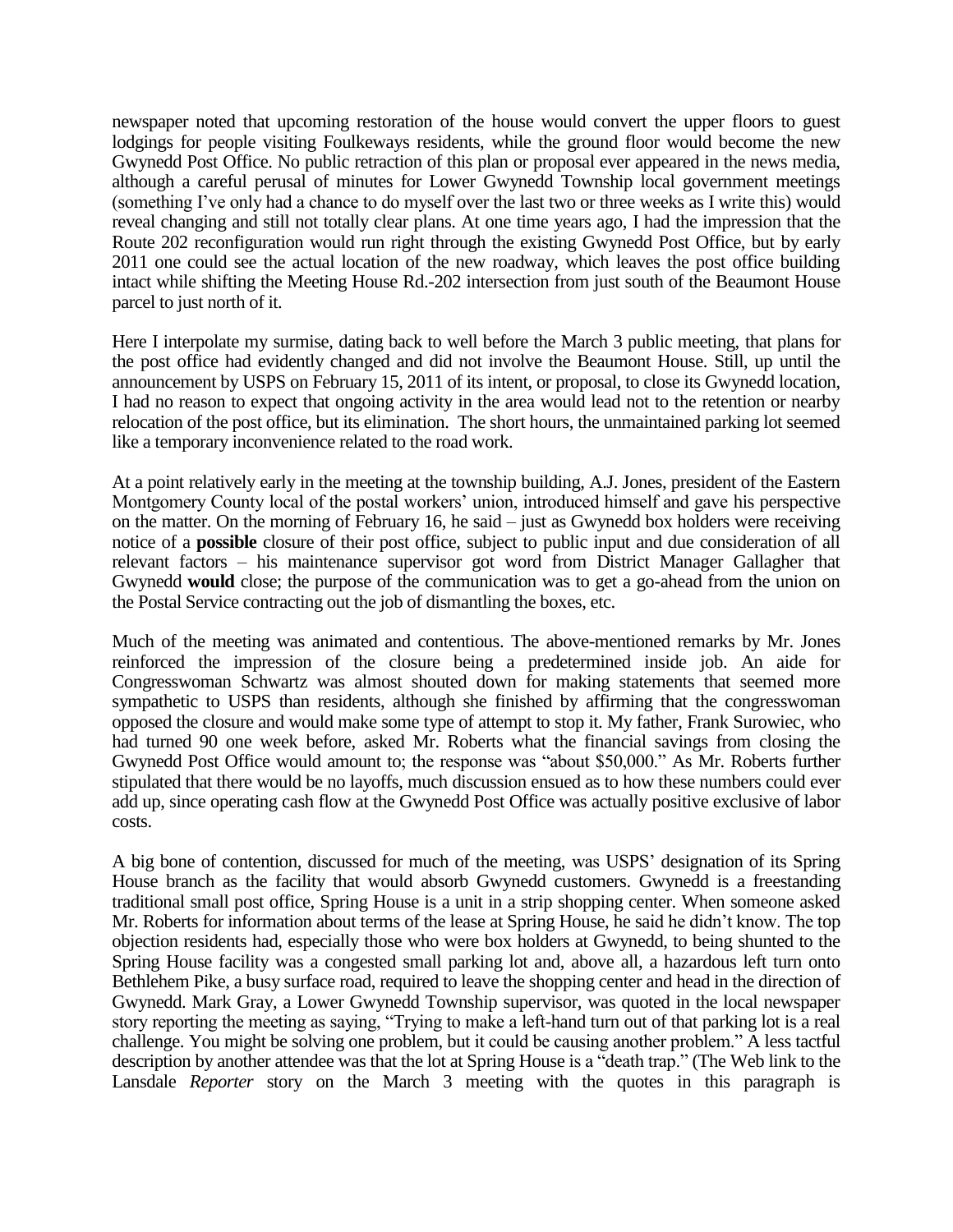newspaper noted that upcoming restoration of the house would convert the upper floors to guest lodgings for people visiting Foulkeways residents, while the ground floor would become the new Gwynedd Post Office. No public retraction of this plan or proposal ever appeared in the news media, although a careful perusal of minutes for Lower Gwynedd Township local government meetings (something I've only had a chance to do myself over the last two or three weeks as I write this) would reveal changing and still not totally clear plans. At one time years ago, I had the impression that the Route 202 reconfiguration would run right through the existing Gwynedd Post Office, but by early 2011 one could see the actual location of the new roadway, which leaves the post office building intact while shifting the Meeting House Rd.-202 intersection from just south of the Beaumont House parcel to just north of it.

Here I interpolate my surmise, dating back to well before the March 3 public meeting, that plans for the post office had evidently changed and did not involve the Beaumont House. Still, up until the announcement by USPS on February 15, 2011 of its intent, or proposal, to close its Gwynedd location, I had no reason to expect that ongoing activity in the area would lead not to the retention or nearby relocation of the post office, but its elimination. The short hours, the unmaintained parking lot seemed like a temporary inconvenience related to the road work.

At a point relatively early in the meeting at the township building, A.J. Jones, president of the Eastern Montgomery County local of the postal workers' union, introduced himself and gave his perspective on the matter. On the morning of February 16, he said – just as Gwynedd box holders were receiving notice of a **possible** closure of their post office, subject to public input and due consideration of all relevant factors – his maintenance supervisor got word from District Manager Gallagher that Gwynedd **would** close; the purpose of the communication was to get a go-ahead from the union on the Postal Service contracting out the job of dismantling the boxes, etc.

Much of the meeting was animated and contentious. The above-mentioned remarks by Mr. Jones reinforced the impression of the closure being a predetermined inside job. An aide for Congresswoman Schwartz was almost shouted down for making statements that seemed more sympathetic to USPS than residents, although she finished by affirming that the congresswoman opposed the closure and would make some type of attempt to stop it. My father, Frank Surowiec, who had turned 90 one week before, asked Mr. Roberts what the financial savings from closing the Gwynedd Post Office would amount to; the response was "about $50,000." As Mr. Roberts further stipulated that there would be no layoffs, much discussion ensued as to how these numbers could ever add up, since operating cash flow at the Gwynedd Post Office was actually positive exclusive of labor costs.

A big bone of contention, discussed for much of the meeting, was USPS' designation of its Spring House branch as the facility that would absorb Gwynedd customers. Gwynedd is a freestanding traditional small post office, Spring House is a unit in a strip shopping center. When someone asked Mr. Roberts for information about terms of the lease at Spring House, he said he didn't know. The top objection residents had, especially those who were box holders at Gwynedd, to being shunted to the Spring House facility was a congested small parking lot and, above all, a hazardous left turn onto Bethlehem Pike, a busy surface road, required to leave the shopping center and head in the direction of Gwynedd. Mark Gray, a Lower Gwynedd Township supervisor, was quoted in the local newspaper story reporting the meeting as saying, "Trying to make a left-hand turn out of that parking lot is a real challenge. You might be solving one problem, but it could be causing another problem." A less tactful description by another attendee was that the lot at Spring House is a "death trap." (The Web link to the Lansdale *Reporter* story on the March 3 meeting with the quotes in this paragraph is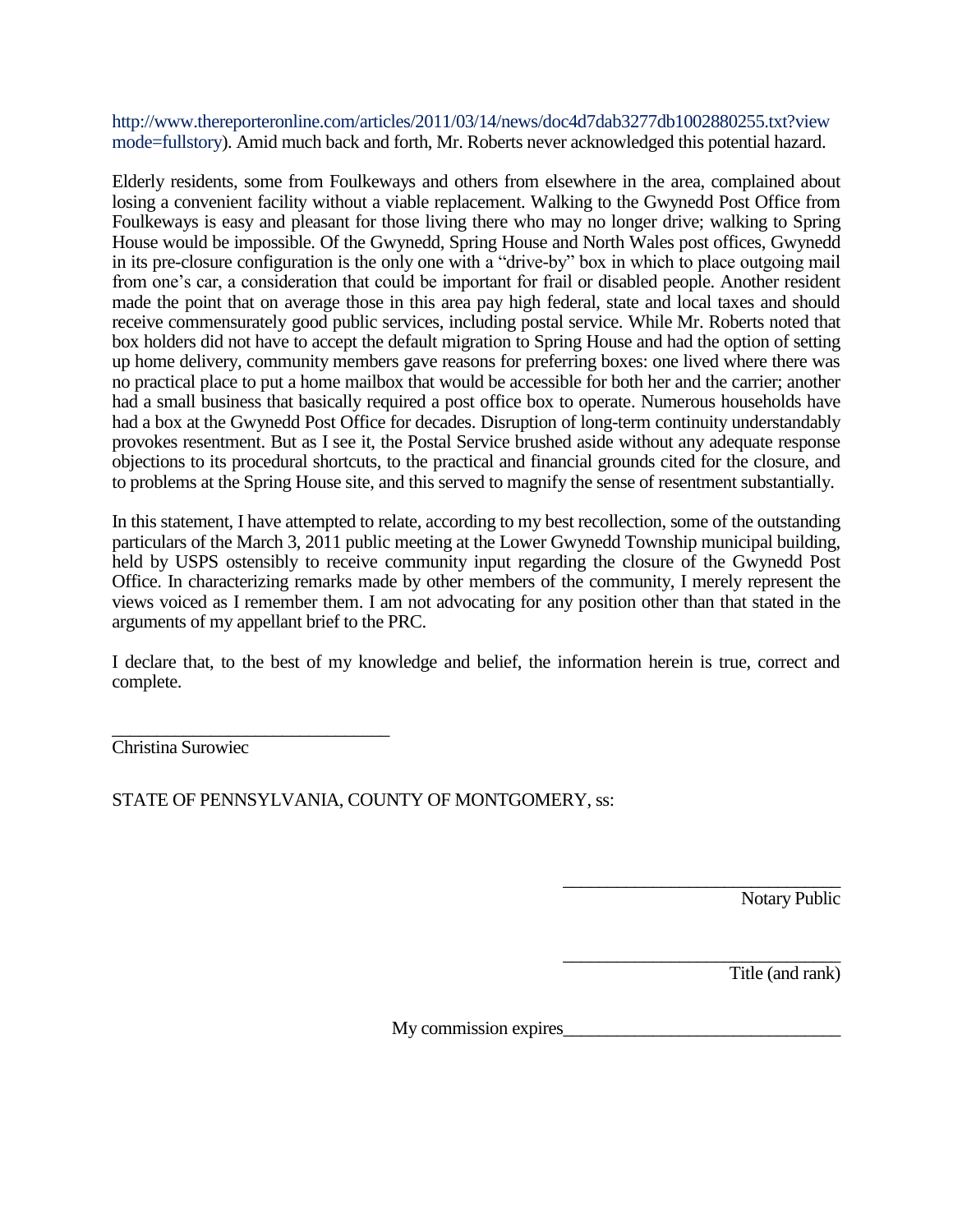http://www.thereporteronline.com/articles/2011/03/14/news/doc4d7dab3277db1002880255.txt?viewmode=fullstory). Amid much back and forth, Mr. Roberts never acknowledged this potential hazard.

Elderly residents, some from Foulkeways and others from elsewhere in the area, complained about losing a convenient facility without a viable replacement. Walking to the Gwynedd Post Office from Foulkeways is easy and pleasant for those living there who may no longer drive; walking to Spring House would be impossible. Of the Gwynedd, Spring House and North Wales post offices, Gwynedd in its pre-closure configuration is the only one with a "drive-by" box in which to place outgoing mail from one's car, a consideration that could be important for frail or disabled people. Another resident made the point that on average those in this area pay high federal, state and local taxes and should receive commensurately good public services, including postal service. While Mr. Roberts noted that box holders did not have to accept the default migration to Spring House and had the option of setting up home delivery, community members gave reasons for preferring boxes: one lived where there was no practical place to put a home mailbox that would be accessible for both her and the carrier; another had a small business that basically required a post office box to operate. Numerous households have had a box at the Gwynedd Post Office for decades. Disruption of long-term continuity understandably provokes resentment. But as I see it, the Postal Service brushed aside without any adequate response objections to its procedural shortcuts, to the practical and financial grounds cited for the closure, and to problems at the Spring House site, and this served to magnify the sense of resentment substantially.

In this statement, I have attempted to relate, according to my best recollection, some of the outstanding particulars of the March 3, 2011 public meeting at the Lower Gwynedd Township municipal building, held by USPS ostensibly to receive community input regarding the closure of the Gwynedd Post Office. In characterizing remarks made by other members of the community, I merely represent the views voiced as I remember them. I am not advocating for any position other than that stated in the arguments of my appellant brief to the PRC.

I declare that, to the best of my knowledge and belief, the information herein is true, correct and complete.

______________________________
Christina Surowiec

STATE OF PENNSYLVANIA, COUNTY OF MONTGOMERY, ss:

______________________________
Notary Public

______________________________
Title (and rank)

My commission expires______________________________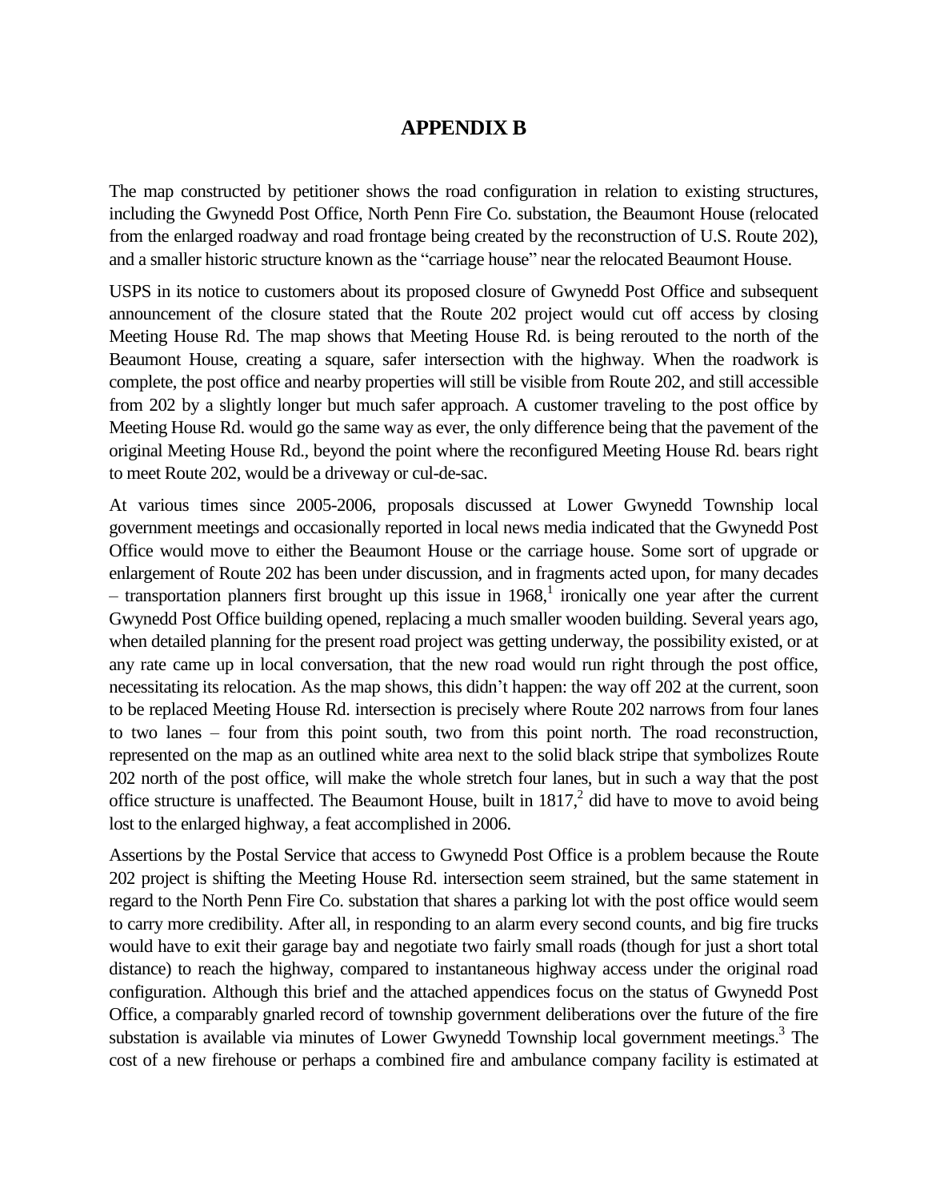# APPENDIX B

The map constructed by petitioner shows the road configuration in relation to existing structures, including the Gwynedd Post Office, North Penn Fire Co. substation, the Beaumont House (relocated from the enlarged roadway and road frontage being created by the reconstruction of U.S. Route 202), and a smaller historic structure known as the "carriage house" near the relocated Beaumont House.

USPS in its notice to customers about its proposed closure of Gwynedd Post Office and subsequent announcement of the closure stated that the Route 202 project would cut off access by closing Meeting House Rd. The map shows that Meeting House Rd. is being rerouted to the north of the Beaumont House, creating a square, safer intersection with the highway. When the roadwork is complete, the post office and nearby properties will still be visible from Route 202, and still accessible from 202 by a slightly longer but much safer approach. A customer traveling to the post office by Meeting House Rd. would go the same way as ever, the only difference being that the pavement of the original Meeting House Rd., beyond the point where the reconfigured Meeting House Rd. bears right to meet Route 202, would be a driveway or cul-de-sac.

At various times since 2005-2006, proposals discussed at Lower Gwynedd Township local government meetings and occasionally reported in local news media indicated that the Gwynedd Post Office would move to either the Beaumont House or the carriage house. Some sort of upgrade or enlargement of Route 202 has been under discussion, and in fragments acted upon, for many decades – transportation planners first brought up this issue in 1968,[1] ironically one year after the current Gwynedd Post Office building opened, replacing a much smaller wooden building. Several years ago, when detailed planning for the present road project was getting underway, the possibility existed, or at any rate came up in local conversation, that the new road would run right through the post office, necessitating its relocation. As the map shows, this didn't happen: the way off 202 at the current, soon to be replaced Meeting House Rd. intersection is precisely where Route 202 narrows from four lanes to two lanes – four from this point south, two from this point north. The road reconstruction, represented on the map as an outlined white area next to the solid black stripe that symbolizes Route 202 north of the post office, will make the whole stretch four lanes, but in such a way that the post office structure is unaffected. The Beaumont House, built in 1817,[2] did have to move to avoid being lost to the enlarged highway, a feat accomplished in 2006.

Assertions by the Postal Service that access to Gwynedd Post Office is a problem because the Route 202 project is shifting the Meeting House Rd. intersection seem strained, but the same statement in regard to the North Penn Fire Co. substation that shares a parking lot with the post office would seem to carry more credibility. After all, in responding to an alarm every second counts, and big fire trucks would have to exit their garage bay and negotiate two fairly small roads (though for just a short total distance) to reach the highway, compared to instantaneous highway access under the original road configuration. Although this brief and the attached appendices focus on the status of Gwynedd Post Office, a comparably gnarled record of township government deliberations over the future of the fire substation is available via minutes of Lower Gwynedd Township local government meetings.[3] The cost of a new firehouse or perhaps a combined fire and ambulance company facility is estimated at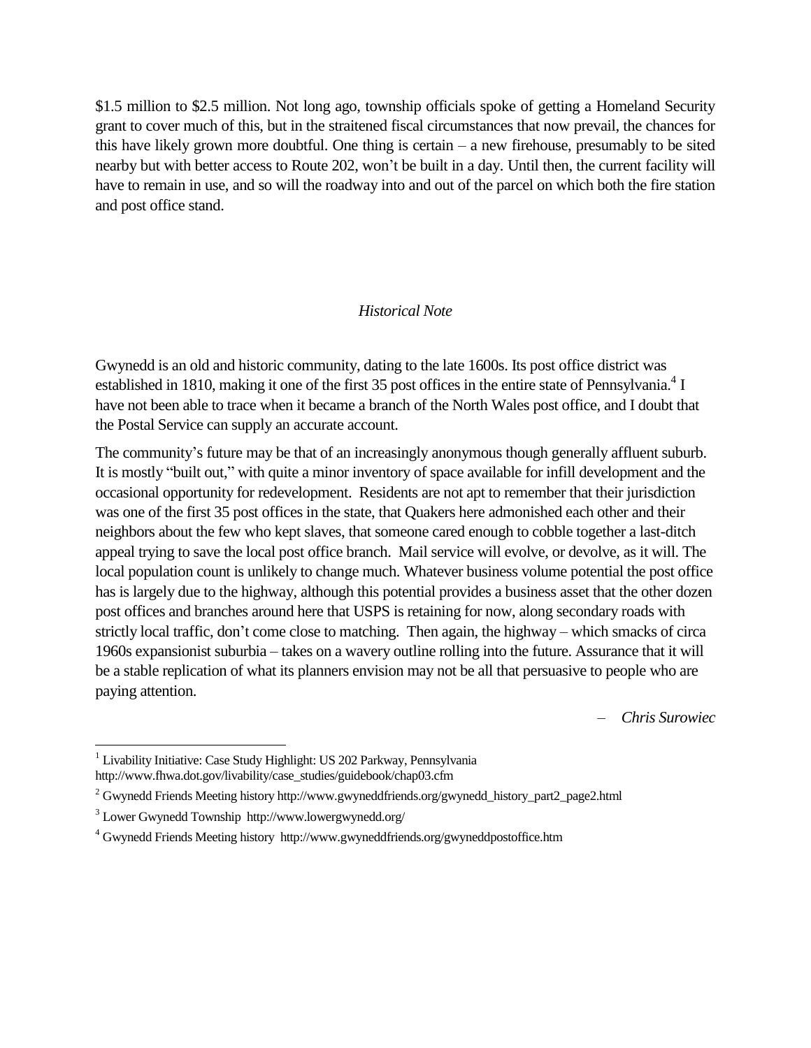$1.5 million to $2.5 million. Not long ago, township officials spoke of getting a Homeland Security grant to cover much of this, but in the straitened fiscal circumstances that now prevail, the chances for this have likely grown more doubtful. One thing is certain – a new firehouse, presumably to be sited nearby but with better access to Route 202, won't be built in a day. Until then, the current facility will have to remain in use, and so will the roadway into and out of the parcel on which both the fire station and post office stand.

*Historical Note*

Gwynedd is an old and historic community, dating to the late 1600s. Its post office district was established in 1810, making it one of the first 35 post offices in the entire state of Pennsylvania.[4] I have not been able to trace when it became a branch of the North Wales post office, and I doubt that the Postal Service can supply an accurate account.

The community's future may be that of an increasingly anonymous though generally affluent suburb. It is mostly "built out," with quite a minor inventory of space available for infill development and the occasional opportunity for redevelopment. Residents are not apt to remember that their jurisdiction was one of the first 35 post offices in the state, that Quakers here admonished each other and their neighbors about the few who kept slaves, that someone cared enough to cobble together a last-ditch appeal trying to save the local post office branch. Mail service will evolve, or devolve, as it will. The local population count is unlikely to change much. Whatever business volume potential the post office has is largely due to the highway, although this potential provides a business asset that the other dozen post offices and branches around here that USPS is retaining for now, along secondary roads with strictly local traffic, don't come close to matching. Then again, the highway – which smacks of circa 1960s expansionist suburbia – takes on a wavery outline rolling into the future. Assurance that it will be a stable replication of what its planners envision may not be all that persuasive to people who are paying attention.

– *Chris Surowiec*

---

[1] Livability Initiative: Case Study Highlight: US 202 Parkway, Pennsylvania http://www.fhwa.dot.gov/livability/case_studies/guidebook/chap03.cfm

[2] Gwynedd Friends Meeting history http://www.gwyneddfriends.org/gwynedd_history_part2_page2.html

[3] Lower Gwynedd Township http://www.lowergwynedd.org/

[4] Gwynedd Friends Meeting history http://www.gwyneddfriends.org/gwyneddpostoffice.htm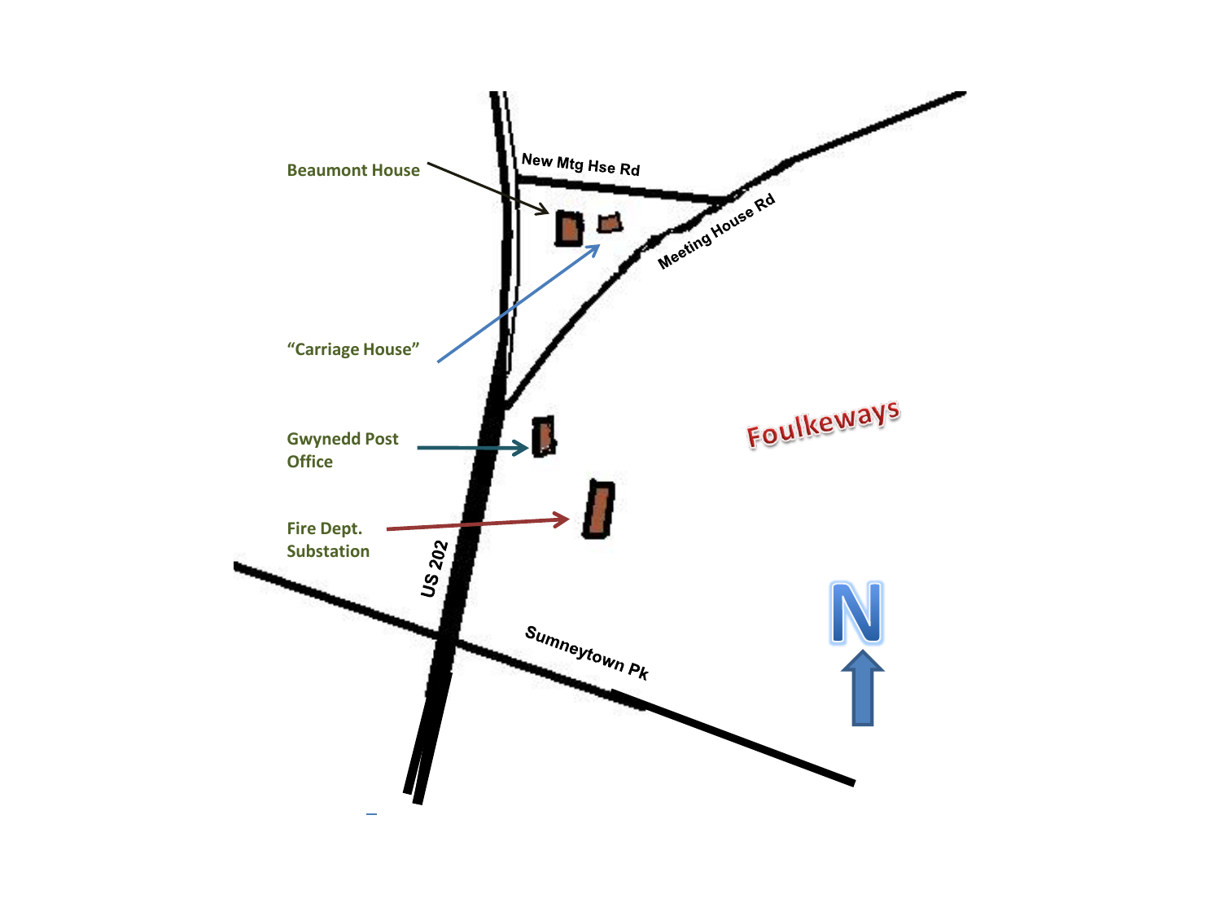Beaumont House

New Mtg Hse Rd

Meeting House Rd

"Carriage House"

Gwynedd Post Office

Foulkeways

Fire Dept. Substation

US 202

Sumneytown Pk

N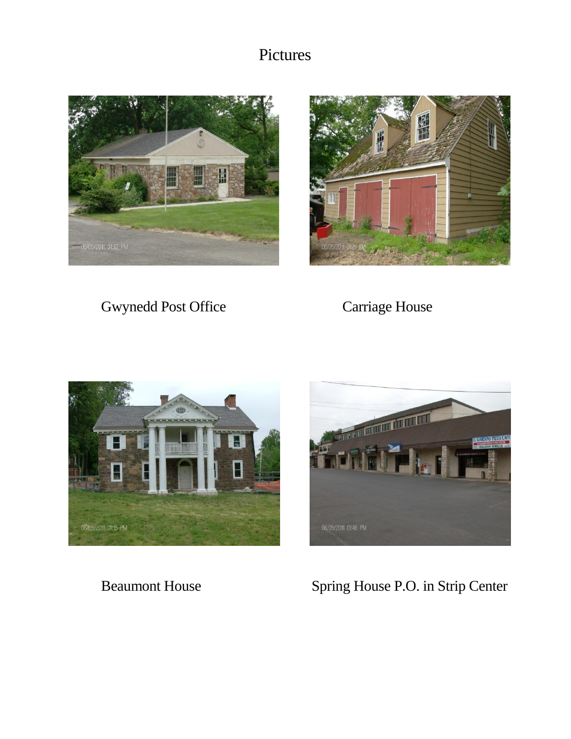# Pictures

Gwynedd Post Office

Carriage House

Beaumont House

Spring House P.O. in Strip Center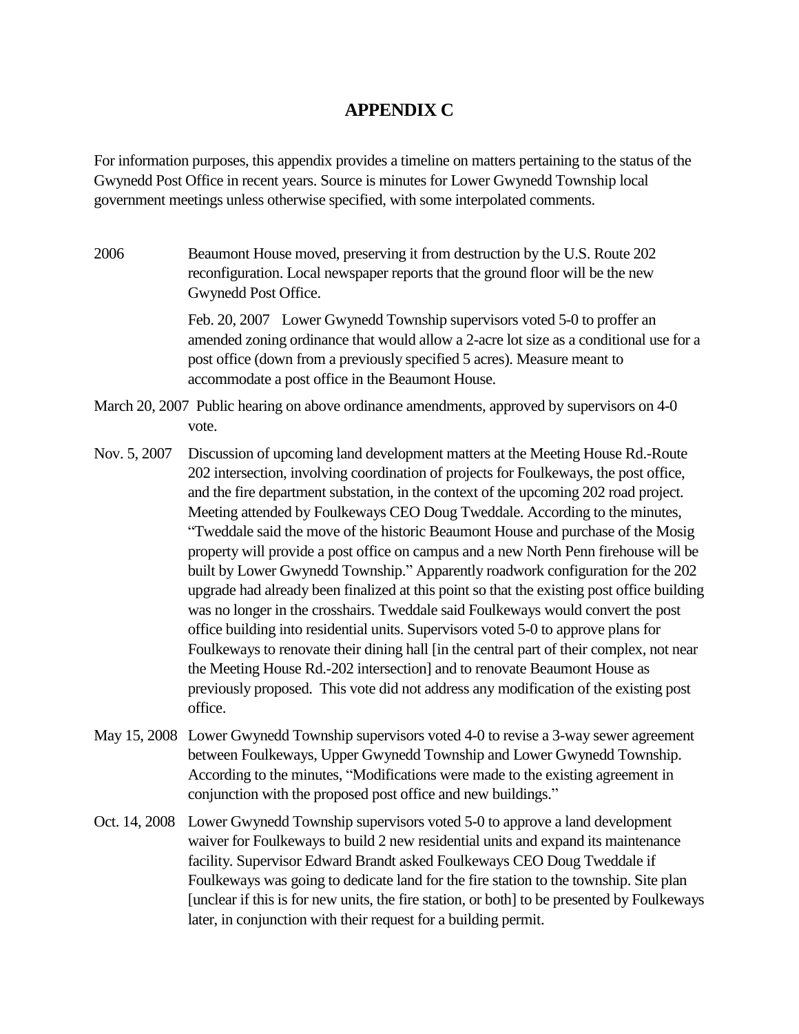# APPENDIX C

For information purposes, this appendix provides a timeline on matters pertaining to the status of the Gwynedd Post Office in recent years. Source is minutes for Lower Gwynedd Township local government meetings unless otherwise specified, with some interpolated comments.

2006 Beaumont House moved, preserving it from destruction by the U.S. Route 202 reconfiguration. Local newspaper reports that the ground floor will be the new Gwynedd Post Office.

Feb. 20, 2007 Lower Gwynedd Township supervisors voted 5-0 to proffer an amended zoning ordinance that would allow a 2-acre lot size as a conditional use for a post office (down from a previously specified 5 acres). Measure meant to accommodate a post office in the Beaumont House.

March 20, 2007 Public hearing on above ordinance amendments, approved by supervisors on 4-0 vote.

Nov. 5, 2007 Discussion of upcoming land development matters at the Meeting House Rd.-Route 202 intersection, involving coordination of projects for Foulkeways, the post office, and the fire department substation, in the context of the upcoming 202 road project. Meeting attended by Foulkeways CEO Doug Tweddale. According to the minutes, "Tweddale said the move of the historic Beaumont House and purchase of the Mosig property will provide a post office on campus and a new North Penn firehouse will be built by Lower Gwynedd Township." Apparently roadwork configuration for the 202 upgrade had already been finalized at this point so that the existing post office building was no longer in the crosshairs. Tweddale said Foulkeways would convert the post office building into residential units. Supervisors voted 5-0 to approve plans for Foulkeways to renovate their dining hall [in the central part of their complex, not near the Meeting House Rd.-202 intersection] and to renovate Beaumont House as previously proposed. This vote did not address any modification of the existing post office.

May 15, 2008 Lower Gwynedd Township supervisors voted 4-0 to revise a 3-way sewer agreement between Foulkeways, Upper Gwynedd Township and Lower Gwynedd Township. According to the minutes, "Modifications were made to the existing agreement in conjunction with the proposed post office and new buildings."

Oct. 14, 2008 Lower Gwynedd Township supervisors voted 5-0 to approve a land development waiver for Foulkeways to build 2 new residential units and expand its maintenance facility. Supervisor Edward Brandt asked Foulkeways CEO Doug Tweddale if Foulkeways was going to dedicate land for the fire station to the township. Site plan [unclear if this is for new units, the fire station, or both] to be presented by Foulkeways later, in conjunction with their request for a building permit.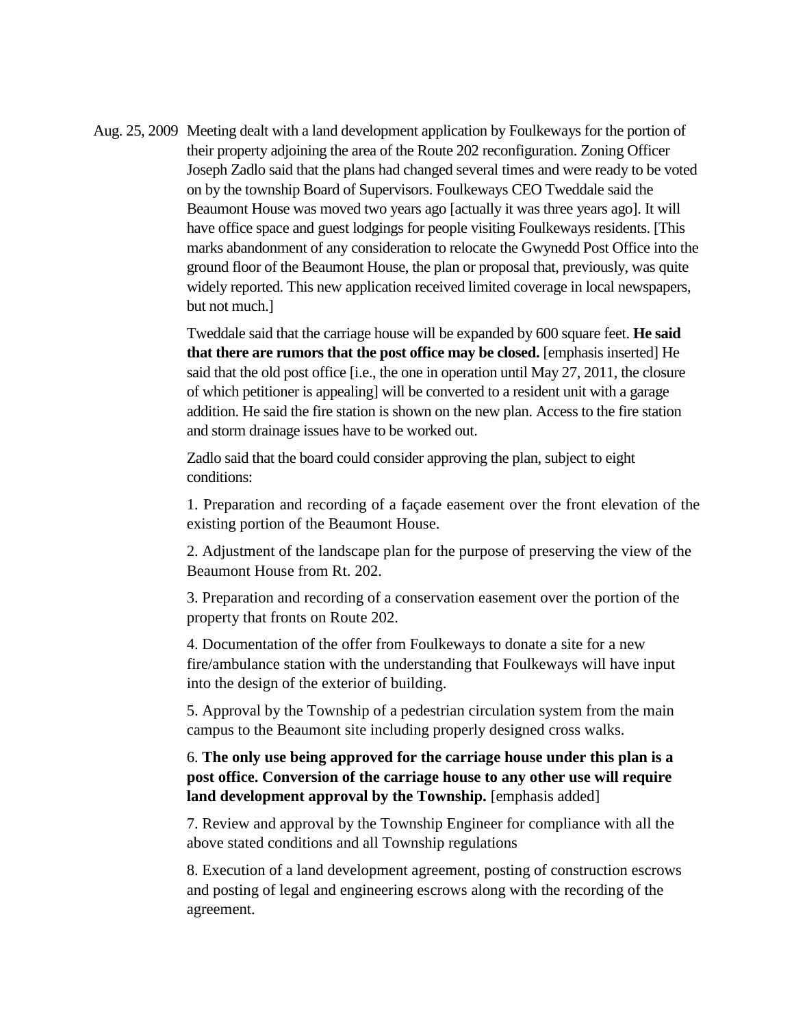Aug. 25, 2009 Meeting dealt with a land development application by Foulkeways for the portion of their property adjoining the area of the Route 202 reconfiguration. Zoning Officer Joseph Zadlo said that the plans had changed several times and were ready to be voted on by the township Board of Supervisors. Foulkeways CEO Tweddale said the Beaumont House was moved two years ago [actually it was three years ago]. It will have office space and guest lodgings for people visiting Foulkeways residents. [This marks abandonment of any consideration to relocate the Gwynedd Post Office into the ground floor of the Beaumont House, the plan or proposal that, previously, was quite widely reported. This new application received limited coverage in local newspapers, but not much.]

Tweddale said that the carriage house will be expanded by 600 square feet. **He said that there are rumors that the post office may be closed.** [emphasis inserted] He said that the old post office [i.e., the one in operation until May 27, 2011, the closure of which petitioner is appealing] will be converted to a resident unit with a garage addition. He said the fire station is shown on the new plan. Access to the fire station and storm drainage issues have to be worked out.

Zadlo said that the board could consider approving the plan, subject to eight conditions:

1. Preparation and recording of a façade easement over the front elevation of the existing portion of the Beaumont House.

2. Adjustment of the landscape plan for the purpose of preserving the view of the Beaumont House from Rt. 202.

3. Preparation and recording of a conservation easement over the portion of the property that fronts on Route 202.

4. Documentation of the offer from Foulkeways to donate a site for a new fire/ambulance station with the understanding that Foulkeways will have input into the design of the exterior of building.

5. Approval by the Township of a pedestrian circulation system from the main campus to the Beaumont site including properly designed cross walks.

6. **The only use being approved for the carriage house under this plan is a post office. Conversion of the carriage house to any other use will require land development approval by the Township.** [emphasis added]

7. Review and approval by the Township Engineer for compliance with all the above stated conditions and all Township regulations

8. Execution of a land development agreement, posting of construction escrows and posting of legal and engineering escrows along with the recording of the agreement.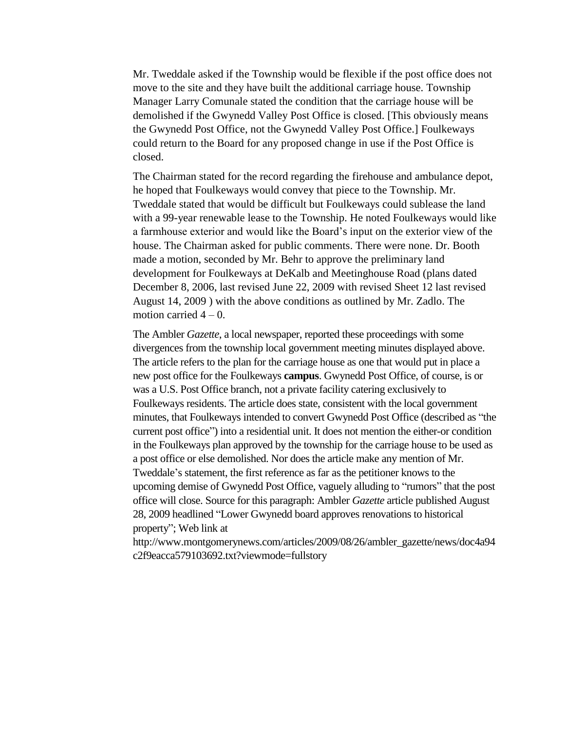Mr. Tweddale asked if the Township would be flexible if the post office does not move to the site and they have built the additional carriage house. Township Manager Larry Comunale stated the condition that the carriage house will be demolished if the Gwynedd Valley Post Office is closed. [This obviously means the Gwynedd Post Office, not the Gwynedd Valley Post Office.] Foulkeways could return to the Board for any proposed change in use if the Post Office is closed.

The Chairman stated for the record regarding the firehouse and ambulance depot, he hoped that Foulkeways would convey that piece to the Township. Mr. Tweddale stated that would be difficult but Foulkeways could sublease the land with a 99-year renewable lease to the Township. He noted Foulkeways would like a farmhouse exterior and would like the Board's input on the exterior view of the house. The Chairman asked for public comments. There were none. Dr. Booth made a motion, seconded by Mr. Behr to approve the preliminary land development for Foulkeways at DeKalb and Meetinghouse Road (plans dated December 8, 2006, last revised June 22, 2009 with revised Sheet 12 last revised August 14, 2009 ) with the above conditions as outlined by Mr. Zadlo. The motion carried 4 – 0.

The Ambler *Gazette*, a local newspaper, reported these proceedings with some divergences from the township local government meeting minutes displayed above. The article refers to the plan for the carriage house as one that would put in place a new post office for the Foulkeways **campus**. Gwynedd Post Office, of course, is or was a U.S. Post Office branch, not a private facility catering exclusively to Foulkeways residents. The article does state, consistent with the local government minutes, that Foulkeways intended to convert Gwynedd Post Office (described as "the current post office") into a residential unit. It does not mention the either-or condition in the Foulkeways plan approved by the township for the carriage house to be used as a post office or else demolished. Nor does the article make any mention of Mr. Tweddale's statement, the first reference as far as the petitioner knows to the upcoming demise of Gwynedd Post Office, vaguely alluding to "rumors" that the post office will close. Source for this paragraph: Ambler *Gazette* article published August 28, 2009 headlined "Lower Gwynedd board approves renovations to historical property"; Web link at http://www.montgomerynews.com/articles/2009/08/26/ambler_gazette/news/doc4a94c2f9eacca579103692.txt?viewmode=fullstory